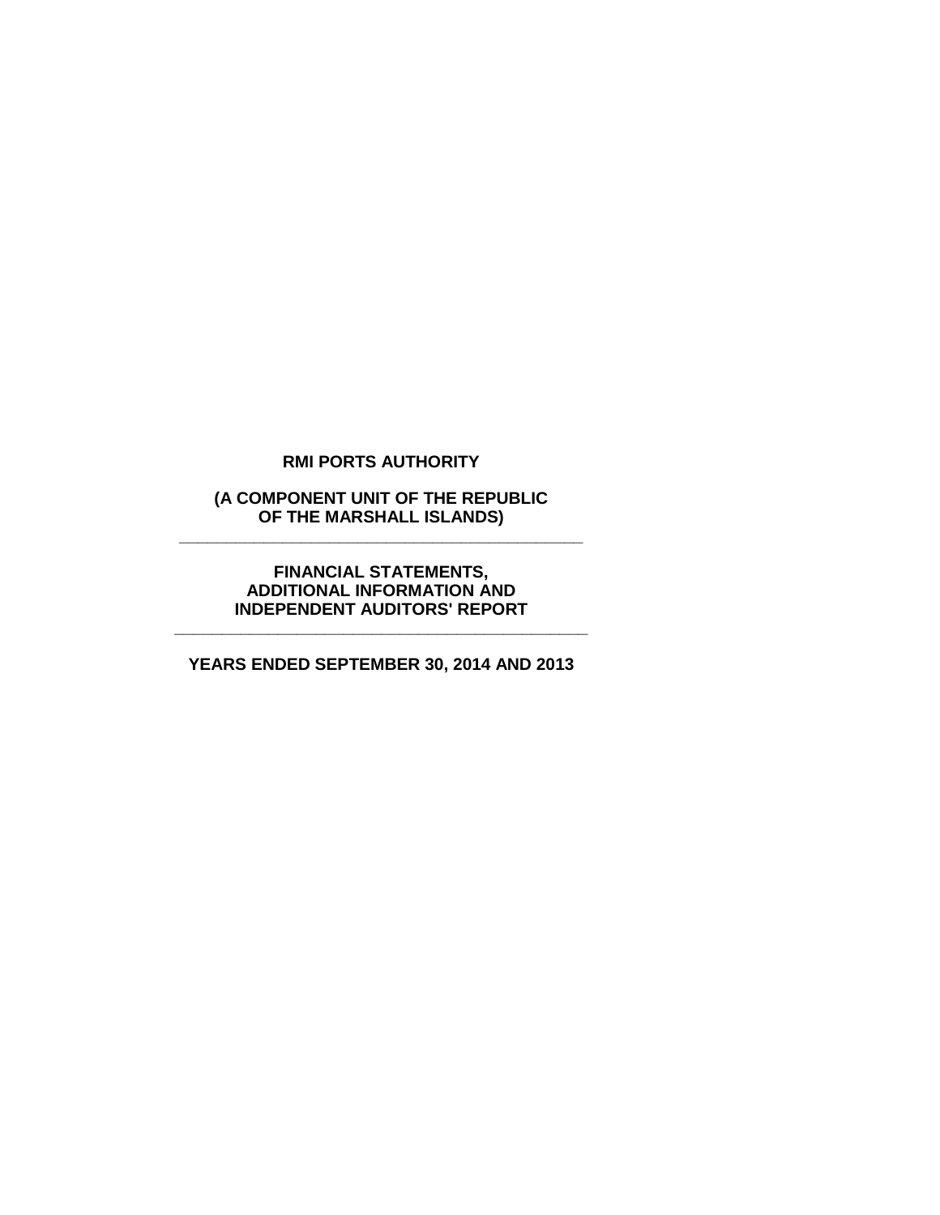# RMI PORTS AUTHORITY

**(A COMPONENT UNIT OF THE REPUBLIC OF THE MARSHALL ISLANDS)**

---

**FINANCIAL STATEMENTS, ADDITIONAL INFORMATION AND INDEPENDENT AUDITORS' REPORT**

---

**YEARS ENDED SEPTEMBER 30, 2014 AND 2013**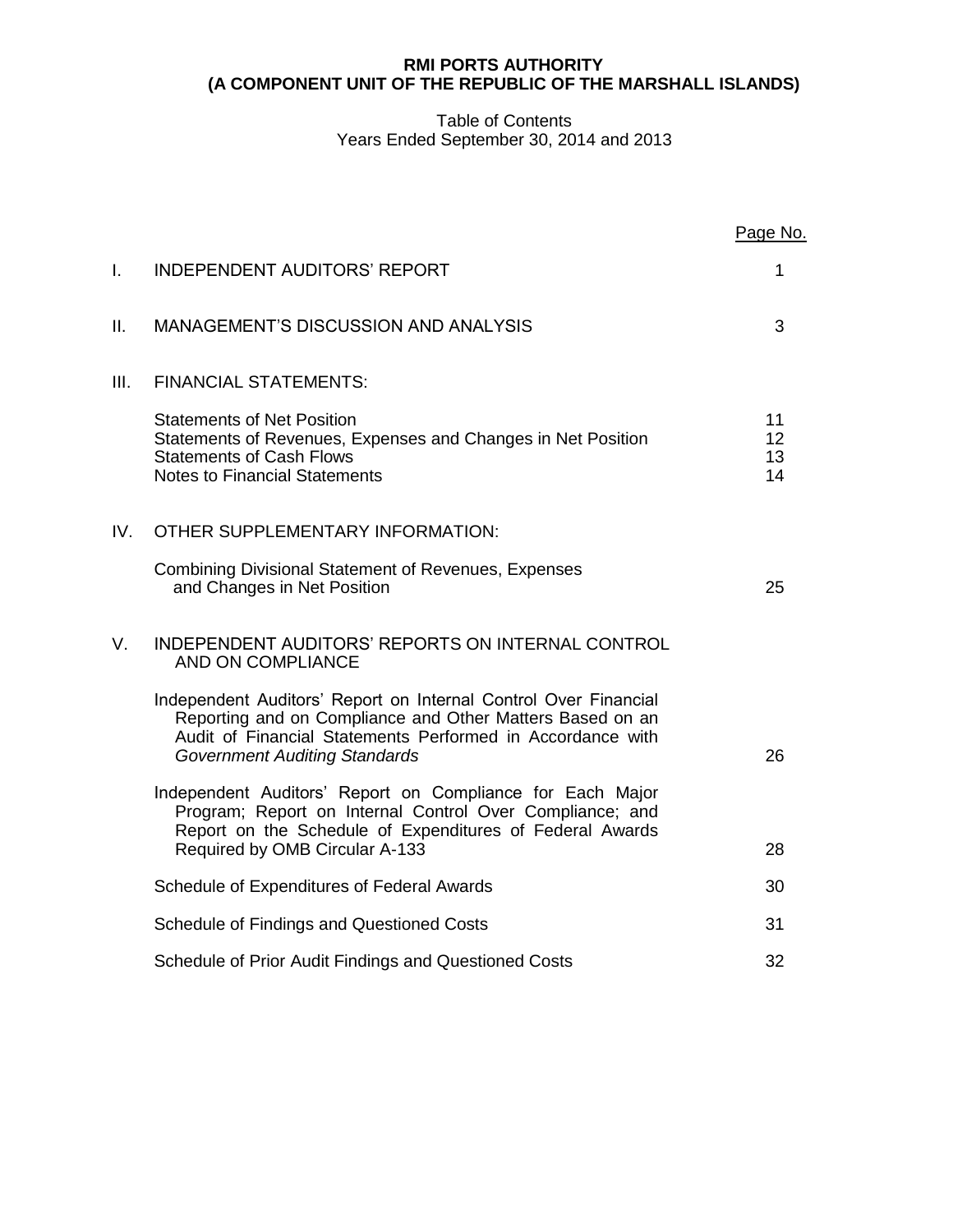**RMI PORTS AUTHORITY**
**(A COMPONENT UNIT OF THE REPUBLIC OF THE MARSHALL ISLANDS)**

Table of Contents
Years Ended September 30, 2014 and 2013

| | | Page No. |
|---|---|---|
| I. | INDEPENDENT AUDITORS' REPORT | 1 |
| II. | MANAGEMENT'S DISCUSSION AND ANALYSIS | 3 |
| III. | FINANCIAL STATEMENTS: | |
| | Statements of Net Position | 11 |
| | Statements of Revenues, Expenses and Changes in Net Position | 12 |
| | Statements of Cash Flows | 13 |
| | Notes to Financial Statements | 14 |
| IV. | OTHER SUPPLEMENTARY INFORMATION: | |
| | Combining Divisional Statement of Revenues, Expenses and Changes in Net Position | 25 |
| V. | INDEPENDENT AUDITORS' REPORTS ON INTERNAL CONTROL AND ON COMPLIANCE | |
| | Independent Auditors' Report on Internal Control Over Financial Reporting and on Compliance and Other Matters Based on an Audit of Financial Statements Performed in Accordance with *Government Auditing Standards* | 26 |
| | Independent Auditors' Report on Compliance for Each Major Program; Report on Internal Control Over Compliance; and Report on the Schedule of Expenditures of Federal Awards Required by OMB Circular A-133 | 28 |
| | Schedule of Expenditures of Federal Awards | 30 |
| | Schedule of Findings and Questioned Costs | 31 |
| | Schedule of Prior Audit Findings and Questioned Costs | 32 |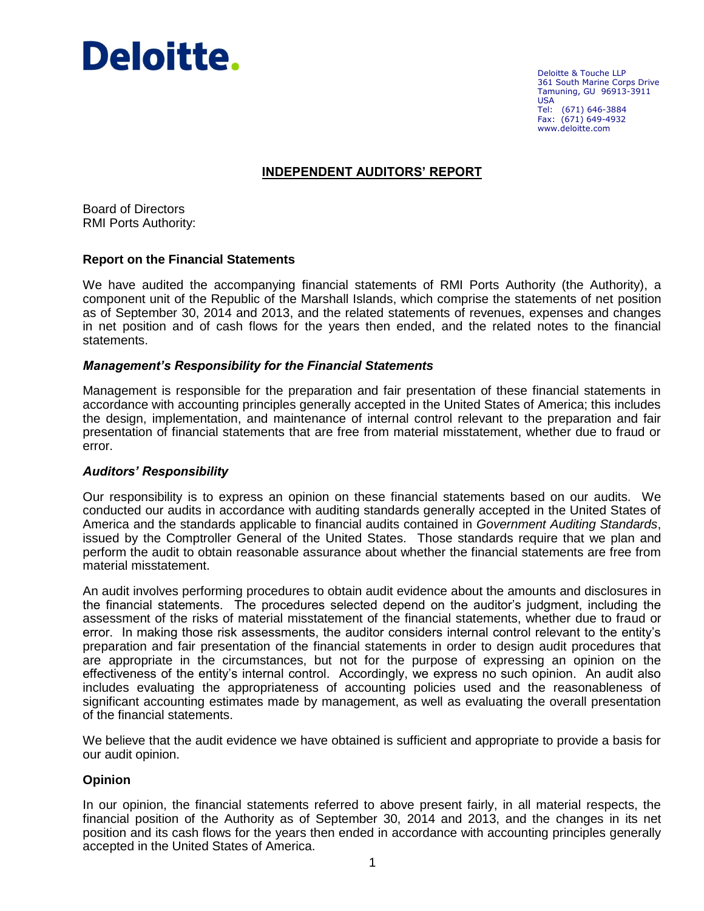Deloitte.

Deloitte & Touche LLP
361 South Marine Corps Drive
Tamuning, GU 96913-3911
USA
Tel: (671) 646-3884
Fax: (671) 649-4932
www.deloitte.com

## INDEPENDENT AUDITORS' REPORT

Board of Directors
RMI Ports Authority:

### Report on the Financial Statements

We have audited the accompanying financial statements of RMI Ports Authority (the Authority), a component unit of the Republic of the Marshall Islands, which comprise the statements of net position as of September 30, 2014 and 2013, and the related statements of revenues, expenses and changes in net position and of cash flows for the years then ended, and the related notes to the financial statements.

### *Management's Responsibility for the Financial Statements*

Management is responsible for the preparation and fair presentation of these financial statements in accordance with accounting principles generally accepted in the United States of America; this includes the design, implementation, and maintenance of internal control relevant to the preparation and fair presentation of financial statements that are free from material misstatement, whether due to fraud or error.

### *Auditors' Responsibility*

Our responsibility is to express an opinion on these financial statements based on our audits. We conducted our audits in accordance with auditing standards generally accepted in the United States of America and the standards applicable to financial audits contained in *Government Auditing Standards*, issued by the Comptroller General of the United States. Those standards require that we plan and perform the audit to obtain reasonable assurance about whether the financial statements are free from material misstatement.

An audit involves performing procedures to obtain audit evidence about the amounts and disclosures in the financial statements. The procedures selected depend on the auditor's judgment, including the assessment of the risks of material misstatement of the financial statements, whether due to fraud or error. In making those risk assessments, the auditor considers internal control relevant to the entity's preparation and fair presentation of the financial statements in order to design audit procedures that are appropriate in the circumstances, but not for the purpose of expressing an opinion on the effectiveness of the entity's internal control. Accordingly, we express no such opinion. An audit also includes evaluating the appropriateness of accounting policies used and the reasonableness of significant accounting estimates made by management, as well as evaluating the overall presentation of the financial statements.

We believe that the audit evidence we have obtained is sufficient and appropriate to provide a basis for our audit opinion.

### Opinion

In our opinion, the financial statements referred to above present fairly, in all material respects, the financial position of the Authority as of September 30, 2014 and 2013, and the changes in its net position and its cash flows for the years then ended in accordance with accounting principles generally accepted in the United States of America.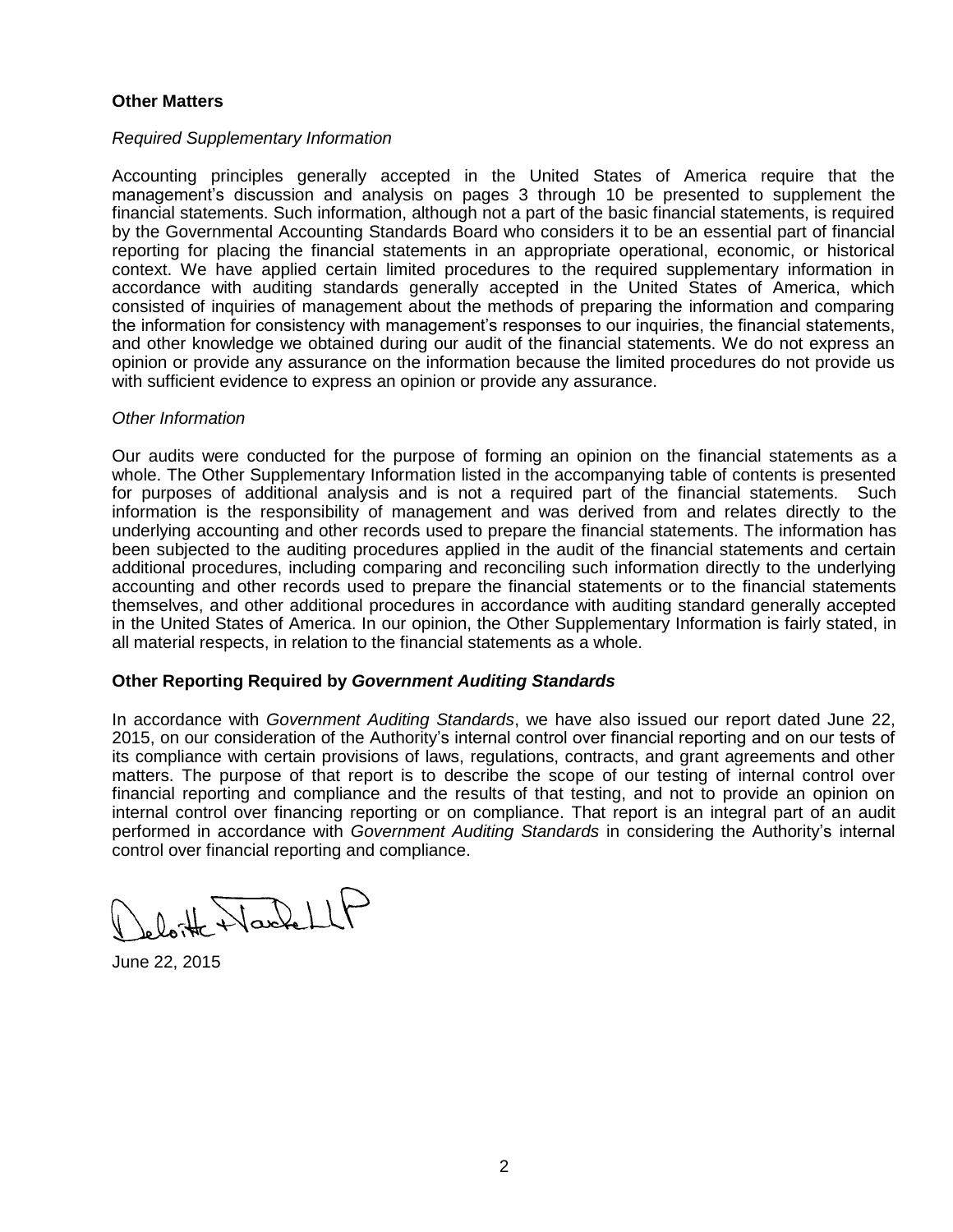**Other Matters**

*Required Supplementary Information*

Accounting principles generally accepted in the United States of America require that the management's discussion and analysis on pages 3 through 10 be presented to supplement the financial statements. Such information, although not a part of the basic financial statements, is required by the Governmental Accounting Standards Board who considers it to be an essential part of financial reporting for placing the financial statements in an appropriate operational, economic, or historical context. We have applied certain limited procedures to the required supplementary information in accordance with auditing standards generally accepted in the United States of America, which consisted of inquiries of management about the methods of preparing the information and comparing the information for consistency with management's responses to our inquiries, the financial statements, and other knowledge we obtained during our audit of the financial statements. We do not express an opinion or provide any assurance on the information because the limited procedures do not provide us with sufficient evidence to express an opinion or provide any assurance.

*Other Information*

Our audits were conducted for the purpose of forming an opinion on the financial statements as a whole. The Other Supplementary Information listed in the accompanying table of contents is presented for purposes of additional analysis and is not a required part of the financial statements. Such information is the responsibility of management and was derived from and relates directly to the underlying accounting and other records used to prepare the financial statements. The information has been subjected to the auditing procedures applied in the audit of the financial statements and certain additional procedures, including comparing and reconciling such information directly to the underlying accounting and other records used to prepare the financial statements or to the financial statements themselves, and other additional procedures in accordance with auditing standard generally accepted in the United States of America. In our opinion, the Other Supplementary Information is fairly stated, in all material respects, in relation to the financial statements as a whole.

**Other Reporting Required by *Government Auditing Standards***

In accordance with *Government Auditing Standards*, we have also issued our report dated June 22, 2015, on our consideration of the Authority's internal control over financial reporting and on our tests of its compliance with certain provisions of laws, regulations, contracts, and grant agreements and other matters. The purpose of that report is to describe the scope of our testing of internal control over financial reporting and compliance and the results of that testing, and not to provide an opinion on internal control over financing reporting or on compliance. That report is an integral part of an audit performed in accordance with *Government Auditing Standards* in considering the Authority's internal control over financial reporting and compliance.

Deloitte & Touche LLP

June 22, 2015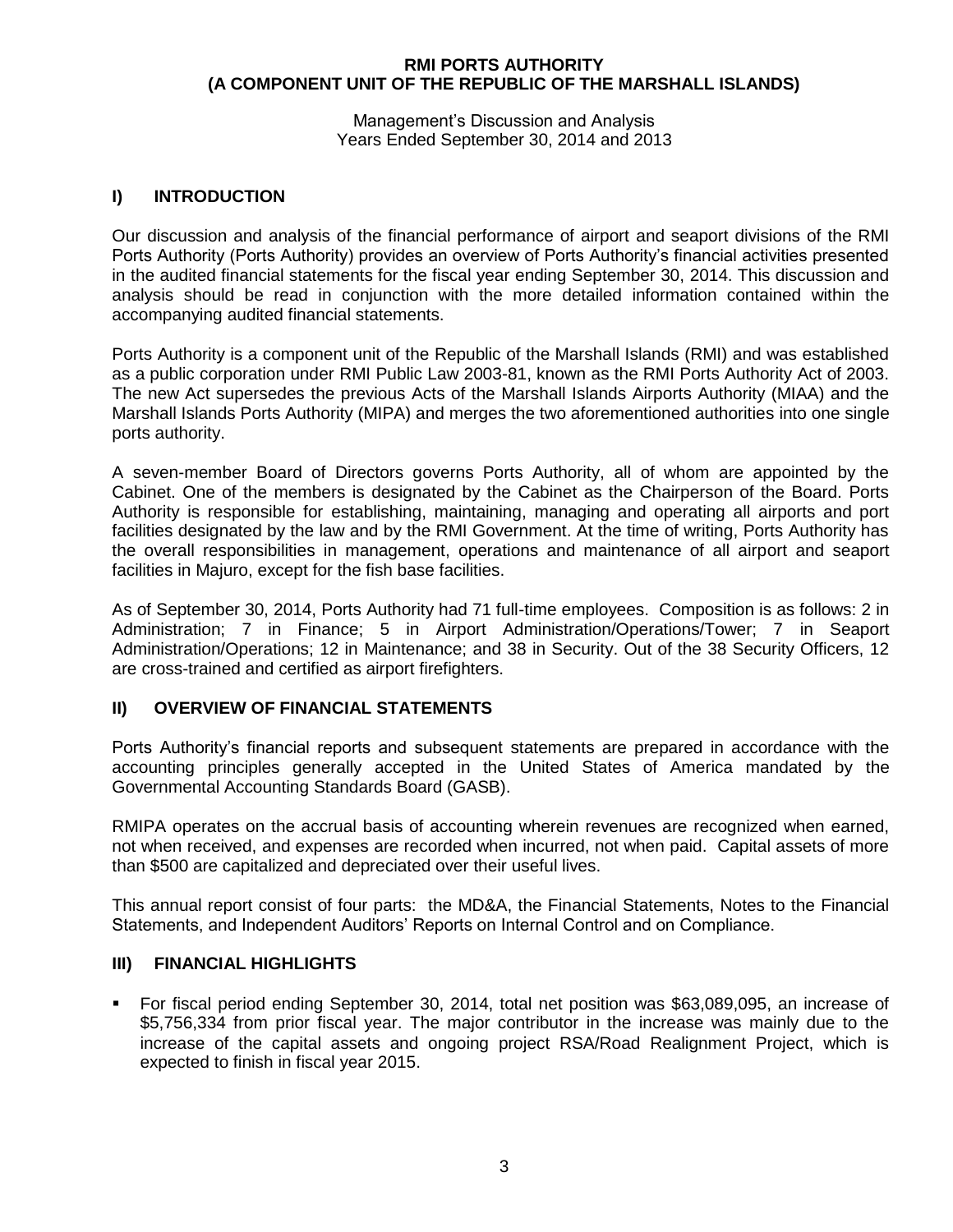**RMI PORTS AUTHORITY**
**(A COMPONENT UNIT OF THE REPUBLIC OF THE MARSHALL ISLANDS)**

Management's Discussion and Analysis
Years Ended September 30, 2014 and 2013

## I) INTRODUCTION

Our discussion and analysis of the financial performance of airport and seaport divisions of the RMI Ports Authority (Ports Authority) provides an overview of Ports Authority's financial activities presented in the audited financial statements for the fiscal year ending September 30, 2014. This discussion and analysis should be read in conjunction with the more detailed information contained within the accompanying audited financial statements.

Ports Authority is a component unit of the Republic of the Marshall Islands (RMI) and was established as a public corporation under RMI Public Law 2003-81, known as the RMI Ports Authority Act of 2003. The new Act supersedes the previous Acts of the Marshall Islands Airports Authority (MIAA) and the Marshall Islands Ports Authority (MIPA) and merges the two aforementioned authorities into one single ports authority.

A seven-member Board of Directors governs Ports Authority, all of whom are appointed by the Cabinet. One of the members is designated by the Cabinet as the Chairperson of the Board. Ports Authority is responsible for establishing, maintaining, managing and operating all airports and port facilities designated by the law and by the RMI Government. At the time of writing, Ports Authority has the overall responsibilities in management, operations and maintenance of all airport and seaport facilities in Majuro, except for the fish base facilities.

As of September 30, 2014, Ports Authority had 71 full-time employees. Composition is as follows: 2 in Administration; 7 in Finance; 5 in Airport Administration/Operations/Tower; 7 in Seaport Administration/Operations; 12 in Maintenance; and 38 in Security. Out of the 38 Security Officers, 12 are cross-trained and certified as airport firefighters.

## II) OVERVIEW OF FINANCIAL STATEMENTS

Ports Authority's financial reports and subsequent statements are prepared in accordance with the accounting principles generally accepted in the United States of America mandated by the Governmental Accounting Standards Board (GASB).

RMIPA operates on the accrual basis of accounting wherein revenues are recognized when earned, not when received, and expenses are recorded when incurred, not when paid. Capital assets of more than $500 are capitalized and depreciated over their useful lives.

This annual report consist of four parts: the MD&A, the Financial Statements, Notes to the Financial Statements, and Independent Auditors' Reports on Internal Control and on Compliance.

## III) FINANCIAL HIGHLIGHTS

- For fiscal period ending September 30, 2014, total net position was $63,089,095, an increase of $5,756,334 from prior fiscal year. The major contributor in the increase was mainly due to the increase of the capital assets and ongoing project RSA/Road Realignment Project, which is expected to finish in fiscal year 2015.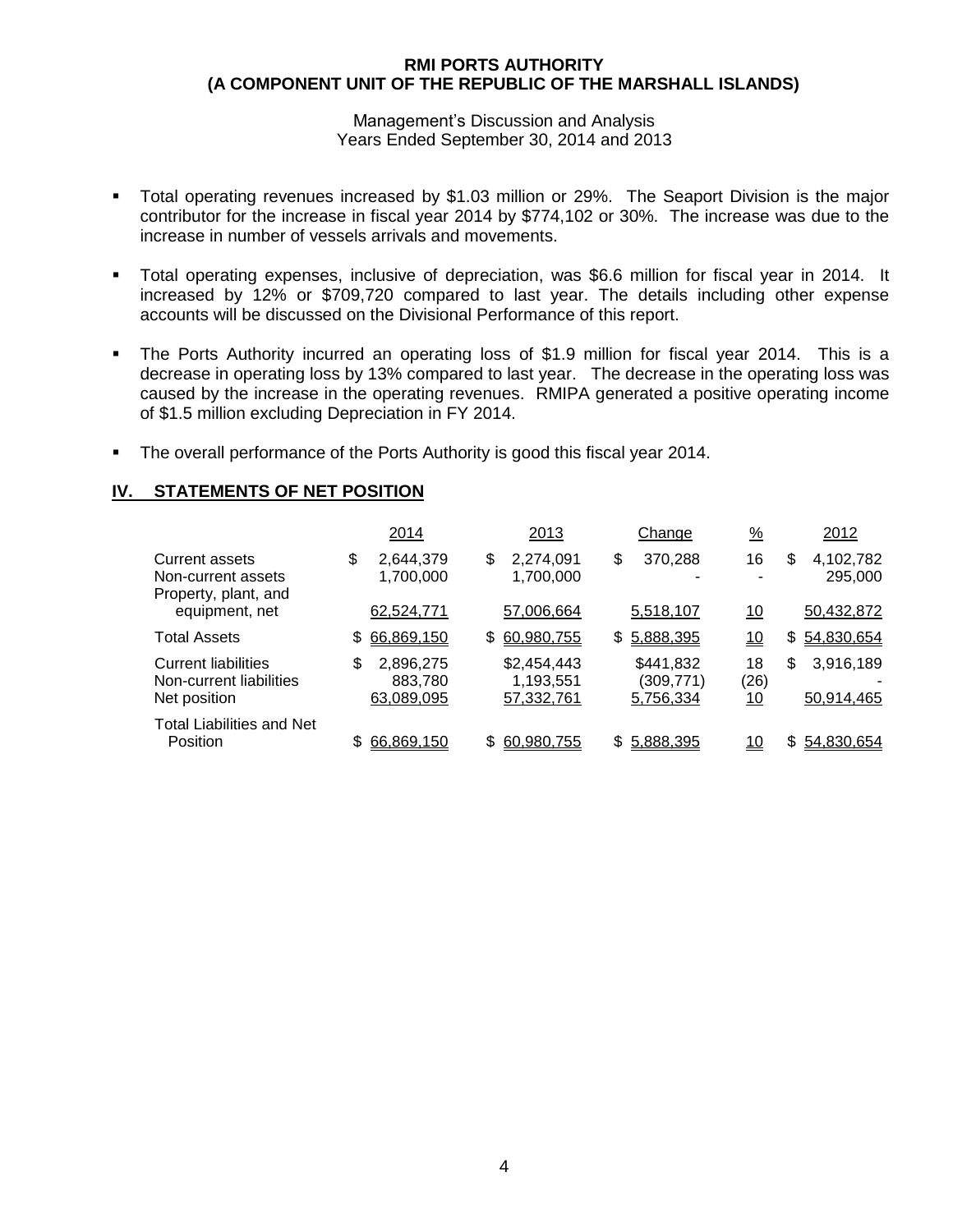- Total operating revenues increased by $1.03 million or 29%. The Seaport Division is the major contributor for the increase in fiscal year 2014 by $774,102 or 30%. The increase was due to the increase in number of vessels arrivals and movements.

- Total operating expenses, inclusive of depreciation, was $6.6 million for fiscal year in 2014. It increased by 12% or $709,720 compared to last year. The details including other expense accounts will be discussed on the Divisional Performance of this report.

- The Ports Authority incurred an operating loss of $1.9 million for fiscal year 2014. This is a decrease in operating loss by 13% compared to last year. The decrease in the operating loss was caused by the increase in the operating revenues. RMIPA generated a positive operating income of $1.5 million excluding Depreciation in FY 2014.

- The overall performance of the Ports Authority is good this fiscal year 2014.

## IV. STATEMENTS OF NET POSITION

| | 2014 | 2013 | Change | % | 2012 |
|---|---|---|---|---|---|
| Current assets | $ 2,644,379 | $ 2,274,091 | $ 370,288 | 16 | $ 4,102,782 |
| Non-current assets | 1,700,000 | 1,700,000 | - | - | 295,000 |
| Property, plant, and equipment, net | 62,524,771 | 57,006,664 | 5,518,107 | 10 | 50,432,872 |
| Total Assets | $ 66,869,150 | $ 60,980,755 | $ 5,888,395 | 10 | $ 54,830,654 |
| Current liabilities | $ 2,896,275 | $2,454,443 | $441,832 | 18 | $ 3,916,189 |
| Non-current liabilities | 883,780 | 1,193,551 | (309,771) | (26) | - |
| Net position | 63,089,095 | 57,332,761 | 5,756,334 | 10 | 50,914,465 |
| Total Liabilities and Net Position | $ 66,869,150 | $ 60,980,755 | $ 5,888,395 | 10 | $ 54,830,654 |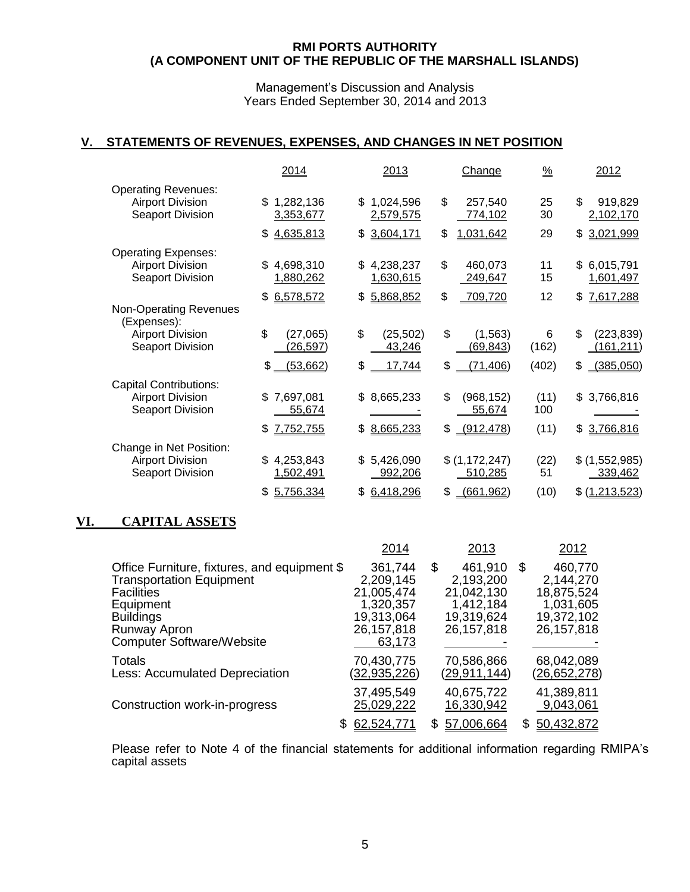# RMI PORTS AUTHORITY
## (A COMPONENT UNIT OF THE REPUBLIC OF THE MARSHALL ISLANDS)

Management's Discussion and Analysis
Years Ended September 30, 2014 and 2013

## V. STATEMENTS OF REVENUES, EXPENSES, AND CHANGES IN NET POSITION

| | 2014 | 2013 | Change | % | 2012 |
|---|---|---|---|---|---|
| Operating Revenues: | | | | | |
| Airport Division | $ 1,282,136 | $ 1,024,596 | $ 257,540 | 25 | $ 919,829 |
| Seaport Division | 3,353,677 | 2,579,575 | 774,102 | 30 | 2,102,170 |
| | $ 4,635,813 | $ 3,604,171 | $ 1,031,642 | 29 | $ 3,021,999 |
| Operating Expenses: | | | | | |
| Airport Division | $ 4,698,310 | $ 4,238,237 | $ 460,073 | 11 | $ 6,015,791 |
| Seaport Division | 1,880,262 | 1,630,615 | 249,647 | 15 | 1,601,497 |
| | $ 6,578,572 | $ 5,868,852 | $ 709,720 | 12 | $ 7,617,288 |
| Non-Operating Revenues (Expenses): | | | | | |
| Airport Division | $ (27,065) | $ (25,502) | $ (1,563) | 6 | $ (223,839) |
| Seaport Division | (26,597) | 43,246 | (69,843) | (162) | (161,211) |
| | $ (53,662) | $ 17,744 | $ (71,406) | (402) | $ (385,050) |
| Capital Contributions: | | | | | |
| Airport Division | $ 7,697,081 | $ 8,665,233 | $ (968,152) | (11) | $ 3,766,816 |
| Seaport Division | 55,674 | - | 55,674 | 100 | - |
| | $ 7,752,755 | $ 8,665,233 | $ (912,478) | (11) | $ 3,766,816 |
| Change in Net Position: | | | | | |
| Airport Division | $ 4,253,843 | $ 5,426,090 | $ (1,172,247) | (22) | $ (1,552,985) |
| Seaport Division | 1,502,491 | 992,206 | 510,285 | 51 | 339,462 |
| | $ 5,756,334 | $ 6,418,296 | $ (661,962) | (10) | $ (1,213,523) |

## VI. CAPITAL ASSETS

| | 2014 | 2013 | 2012 |
|---|---|---|---|
| Office Furniture, fixtures, and equipment | $ 361,744 | $ 461,910 | $ 460,770 |
| Transportation Equipment | 2,209,145 | 2,193,200 | 2,144,270 |
| Facilities | 21,005,474 | 21,042,130 | 18,875,524 |
| Equipment | 1,320,357 | 1,412,184 | 1,031,605 |
| Buildings | 19,313,064 | 19,319,624 | 19,372,102 |
| Runway Apron | 26,157,818 | 26,157,818 | 26,157,818 |
| Computer Software/Website | 63,173 | - | - |
| Totals | 70,430,775 | 70,586,866 | 68,042,089 |
| Less: Accumulated Depreciation | (32,935,226) | (29,911,144) | (26,652,278) |
| | 37,495,549 | 40,675,722 | 41,389,811 |
| Construction work-in-progress | 25,029,222 | 16,330,942 | 9,043,061 |
| | $ 62,524,771 | $ 57,006,664 | $ 50,432,872 |

Please refer to Note 4 of the financial statements for additional information regarding RMIPA's capital assets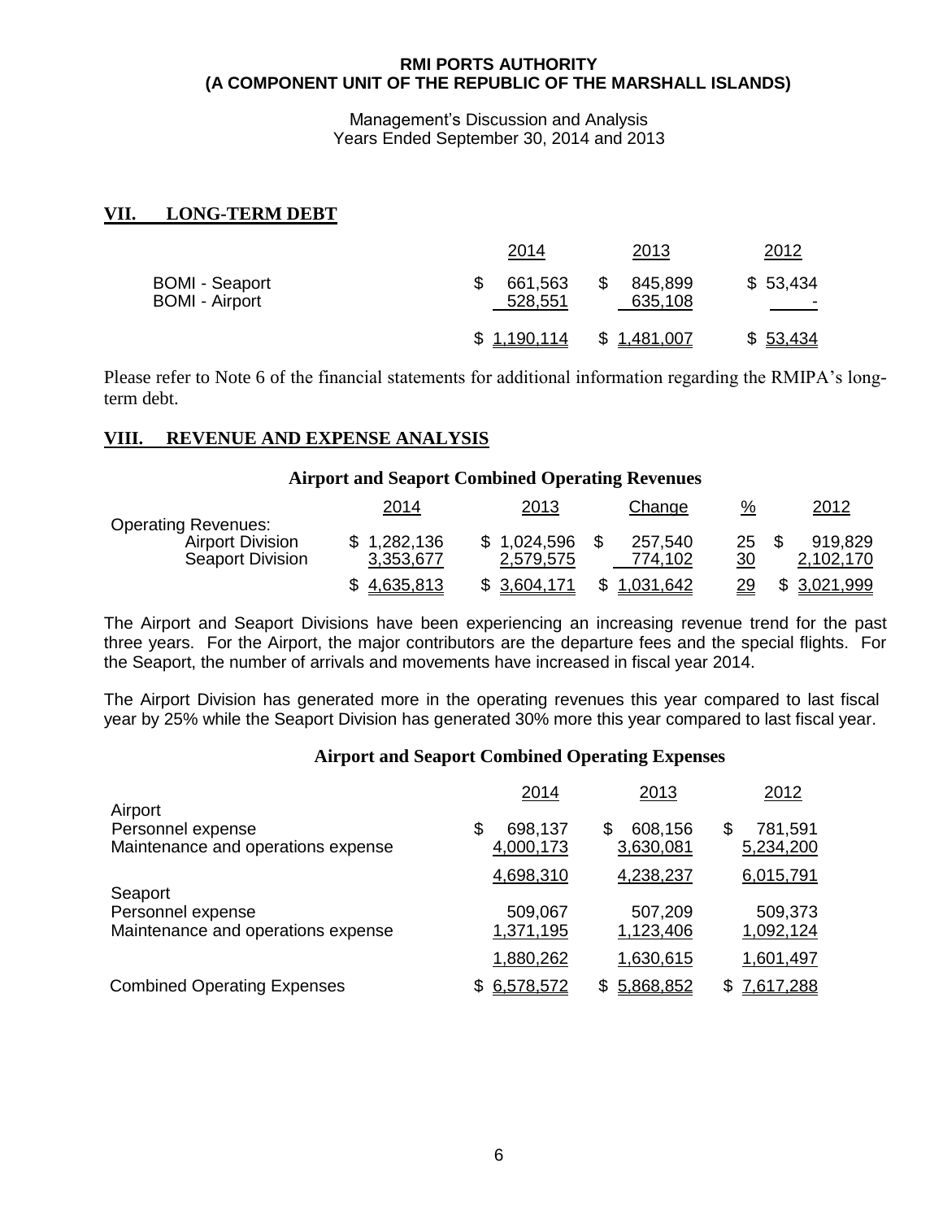**RMI PORTS AUTHORITY**
**(A COMPONENT UNIT OF THE REPUBLIC OF THE MARSHALL ISLANDS)**

Management's Discussion and Analysis
Years Ended September 30, 2014 and 2013

## VII. LONG-TERM DEBT

| | 2014 | 2013 | 2012 |
|---|---|---|---|
| BOMI - Seaport | $ 661,563 | $ 845,899 | $ 53,434 |
| BOMI - Airport | 528,551 | 635,108 | - |
| | $ 1,190,114 | $ 1,481,007 | $ 53,434 |

Please refer to Note 6 of the financial statements for additional information regarding the RMIPA's long-term debt.

## VIII. REVENUE AND EXPENSE ANALYSIS

### Airport and Seaport Combined Operating Revenues

| | 2014 | 2013 | Change | % | 2012 |
|---|---|---|---|---|---|
| Operating Revenues: | | | | | |
| Airport Division | $ 1,282,136 | $ 1,024,596 | $ 257,540 | 25 | $ 919,829 |
| Seaport Division | 3,353,677 | 2,579,575 | 774,102 | 30 | 2,102,170 |
| | $ 4,635,813 | $ 3,604,171 | $ 1,031,642 | 29 | $ 3,021,999 |

The Airport and Seaport Divisions have been experiencing an increasing revenue trend for the past three years. For the Airport, the major contributors are the departure fees and the special flights. For the Seaport, the number of arrivals and movements have increased in fiscal year 2014.

The Airport Division has generated more in the operating revenues this year compared to last fiscal year by 25% while the Seaport Division has generated 30% more this year compared to last fiscal year.

### Airport and Seaport Combined Operating Expenses

| | 2014 | 2013 | 2012 |
|---|---|---|---|
| Airport | | | |
| Personnel expense | $ 698,137 | $ 608,156 | $ 781,591 |
| Maintenance and operations expense | 4,000,173 | 3,630,081 | 5,234,200 |
| | 4,698,310 | 4,238,237 | 6,015,791 |
| Seaport | | | |
| Personnel expense | 509,067 | 507,209 | 509,373 |
| Maintenance and operations expense | 1,371,195 | 1,123,406 | 1,092,124 |
| | 1,880,262 | 1,630,615 | 1,601,497 |
| Combined Operating Expenses | $ 6,578,572 | $ 5,868,852 | $ 7,617,288 |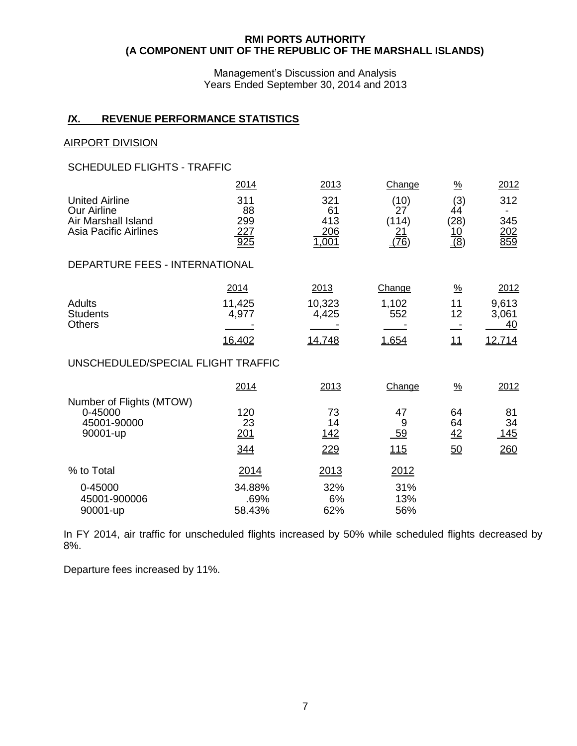**RMI PORTS AUTHORITY**
**(A COMPONENT UNIT OF THE REPUBLIC OF THE MARSHALL ISLANDS)**

Management's Discussion and Analysis
Years Ended September 30, 2014 and 2013

## /X. REVENUE PERFORMANCE STATISTICS

### AIRPORT DIVISION

#### SCHEDULED FLIGHTS - TRAFFIC

| | 2014 | 2013 | Change | % | 2012 |
|---|---|---|---|---|---|
| United Airline | 311 | 321 | (10) | (3) | 312 |
| Our Airline | 88 | 61 | 27 | 44 | - |
| Air Marshall Island | 299 | 413 | (114) | (28) | 345 |
| Asia Pacific Airlines | 227 | 206 | 21 | 10 | 202 |
| | 925 | 1,001 | (76) | (8) | 859 |

#### DEPARTURE FEES - INTERNATIONAL

| | 2014 | 2013 | Change | % | 2012 |
|---|---|---|---|---|---|
| Adults | 11,425 | 10,323 | 1,102 | 11 | 9,613 |
| Students | 4,977 | 4,425 | 552 | 12 | 3,061 |
| Others | - | - | - | - | 40 |
| | 16,402 | 14,748 | 1,654 | 11 | 12,714 |

#### UNSCHEDULED/SPECIAL FLIGHT TRAFFIC

| | 2014 | 2013 | Change | % | 2012 |
|---|---|---|---|---|---|
| Number of Flights (MTOW) | | | | | |
| 0-45000 | 120 | 73 | 47 | 64 | 81 |
| 45001-90000 | 23 | 14 | 9 | 64 | 34 |
| 90001-up | 201 | 142 | 59 | 42 | 145 |
| | 344 | 229 | 115 | 50 | 260 |

| % to Total | 2014 | 2013 | 2012 |
|---|---|---|---|
| 0-45000 | 34.88% | 32% | 31% |
| 45001-900006 | .69% | 6% | 13% |
| 90001-up | 58.43% | 62% | 56% |

In FY 2014, air traffic for unscheduled flights increased by 50% while scheduled flights decreased by 8%.

Departure fees increased by 11%.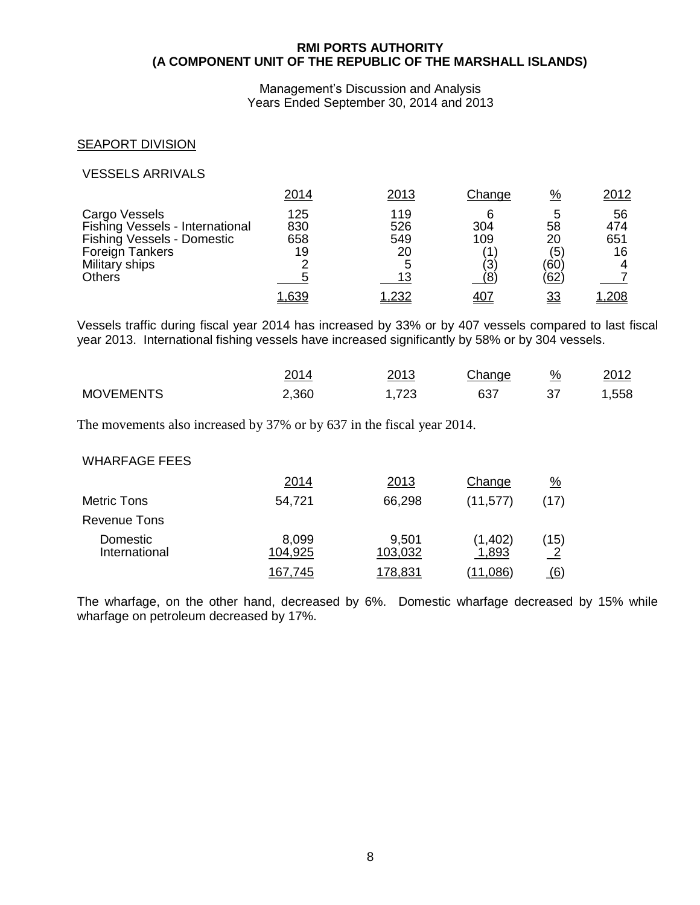**RMI PORTS AUTHORITY**
**(A COMPONENT UNIT OF THE REPUBLIC OF THE MARSHALL ISLANDS)**

Management's Discussion and Analysis
Years Ended September 30, 2014 and 2013

## SEAPORT DIVISION

### VESSELS ARRIVALS

| | 2014 | 2013 | Change | % | 2012 |
|---|---|---|---|---|---|
| Cargo Vessels | 125 | 119 | 6 | 5 | 56 |
| Fishing Vessels - International | 830 | 526 | 304 | 58 | 474 |
| Fishing Vessels - Domestic | 658 | 549 | 109 | 20 | 651 |
| Foreign Tankers | 19 | 20 | (1) | (5) | 16 |
| Military ships | 2 | 5 | (3) | (60) | 4 |
| Others | 5 | 13 | (8) | (62) | 7 |
| | 1,639 | 1,232 | 407 | 33 | 1,208 |

Vessels traffic during fiscal year 2014 has increased by 33% or by 407 vessels compared to last fiscal year 2013. International fishing vessels have increased significantly by 58% or by 304 vessels.

| | 2014 | 2013 | Change | % | 2012 |
|---|---|---|---|---|---|
| MOVEMENTS | 2,360 | 1,723 | 637 | 37 | 1,558 |

The movements also increased by 37% or by 637 in the fiscal year 2014.

### WHARFAGE FEES

| | 2014 | 2013 | Change | % |
|---|---|---|---|---|
| Metric Tons | 54,721 | 66,298 | (11,577) | (17) |
| Revenue Tons | | | | |
| Domestic | 8,099 | 9,501 | (1,402) | (15) |
| International | 104,925 | 103,032 | 1,893 | 2 |
| | 167,745 | 178,831 | (11,086) | (6) |

The wharfage, on the other hand, decreased by 6%. Domestic wharfage decreased by 15% while wharfage on petroleum decreased by 17%.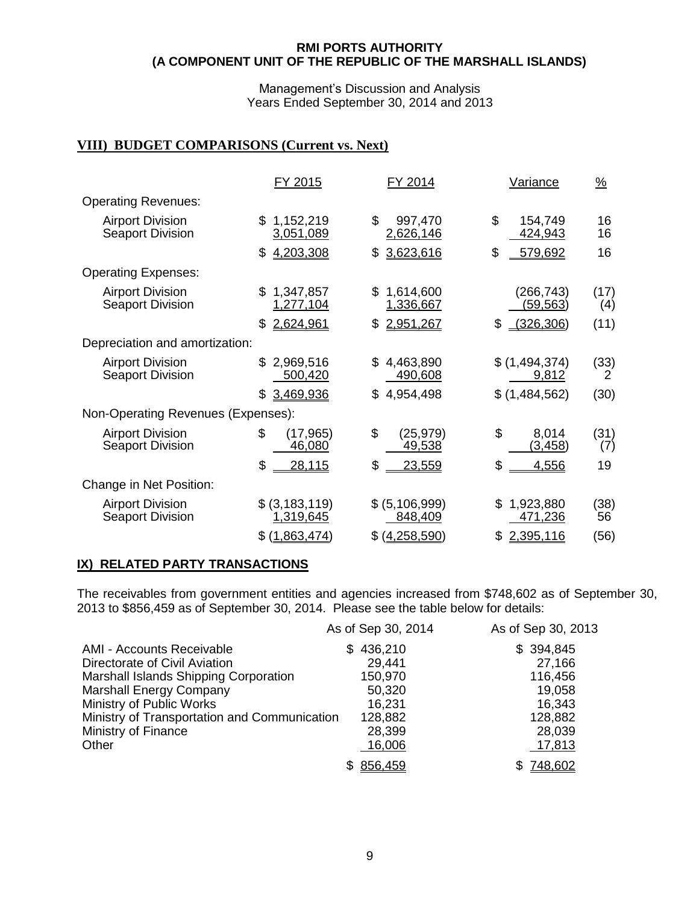**RMI PORTS AUTHORITY**
**(A COMPONENT UNIT OF THE REPUBLIC OF THE MARSHALL ISLANDS)**

Management's Discussion and Analysis
Years Ended September 30, 2014 and 2013

## VIII) BUDGET COMPARISONS (Current vs. Next)

| | FY 2015 | FY 2014 | Variance | % |
|---|---|---|---|---|
| Operating Revenues: | | | | |
| Airport Division | $ 1,152,219 | $ 997,470 | $ 154,749 | 16 |
| Seaport Division | 3,051,089 | 2,626,146 | 424,943 | 16 |
| | $ 4,203,308 | $ 3,623,616 | $ 579,692 | 16 |
| Operating Expenses: | | | | |
| Airport Division | $ 1,347,857 | $ 1,614,600 | (266,743) | (17) |
| Seaport Division | 1,277,104 | 1,336,667 | (59,563) | (4) |
| | $ 2,624,961 | $ 2,951,267 | $ (326,306) | (11) |
| Depreciation and amortization: | | | | |
| Airport Division | $ 2,969,516 | $ 4,463,890 | $ (1,494,374) | (33) |
| Seaport Division | 500,420 | 490,608 | 9,812 | 2 |
| | $ 3,469,936 | $ 4,954,498 | $ (1,484,562) | (30) |
| Non-Operating Revenues (Expenses): | | | | |
| Airport Division | $ (17,965) | $ (25,979) | $ 8,014 | (31) |
| Seaport Division | 46,080 | 49,538 | (3,458) | (7) |
| | $ 28,115 | $ 23,559 | $ 4,556 | 19 |
| Change in Net Position: | | | | |
| Airport Division | $ (3,183,119) | $ (5,106,999) | $ 1,923,880 | (38) |
| Seaport Division | 1,319,645 | 848,409 | 471,236 | 56 |
| | $ (1,863,474) | $ (4,258,590) | $ 2,395,116 | (56) |

## IX) RELATED PARTY TRANSACTIONS

The receivables from government entities and agencies increased from $748,602 as of September 30, 2013 to $856,459 as of September 30, 2014. Please see the table below for details:

| | As of Sep 30, 2014 | As of Sep 30, 2013 |
|---|---|---|
| AMI - Accounts Receivable | $ 436,210 | $ 394,845 |
| Directorate of Civil Aviation | 29,441 | 27,166 |
| Marshall Islands Shipping Corporation | 150,970 | 116,456 |
| Marshall Energy Company | 50,320 | 19,058 |
| Ministry of Public Works | 16,231 | 16,343 |
| Ministry of Transportation and Communication | 128,882 | 128,882 |
| Ministry of Finance | 28,399 | 28,039 |
| Other | 16,006 | 17,813 |
| | $ 856,459 | $ 748,602 |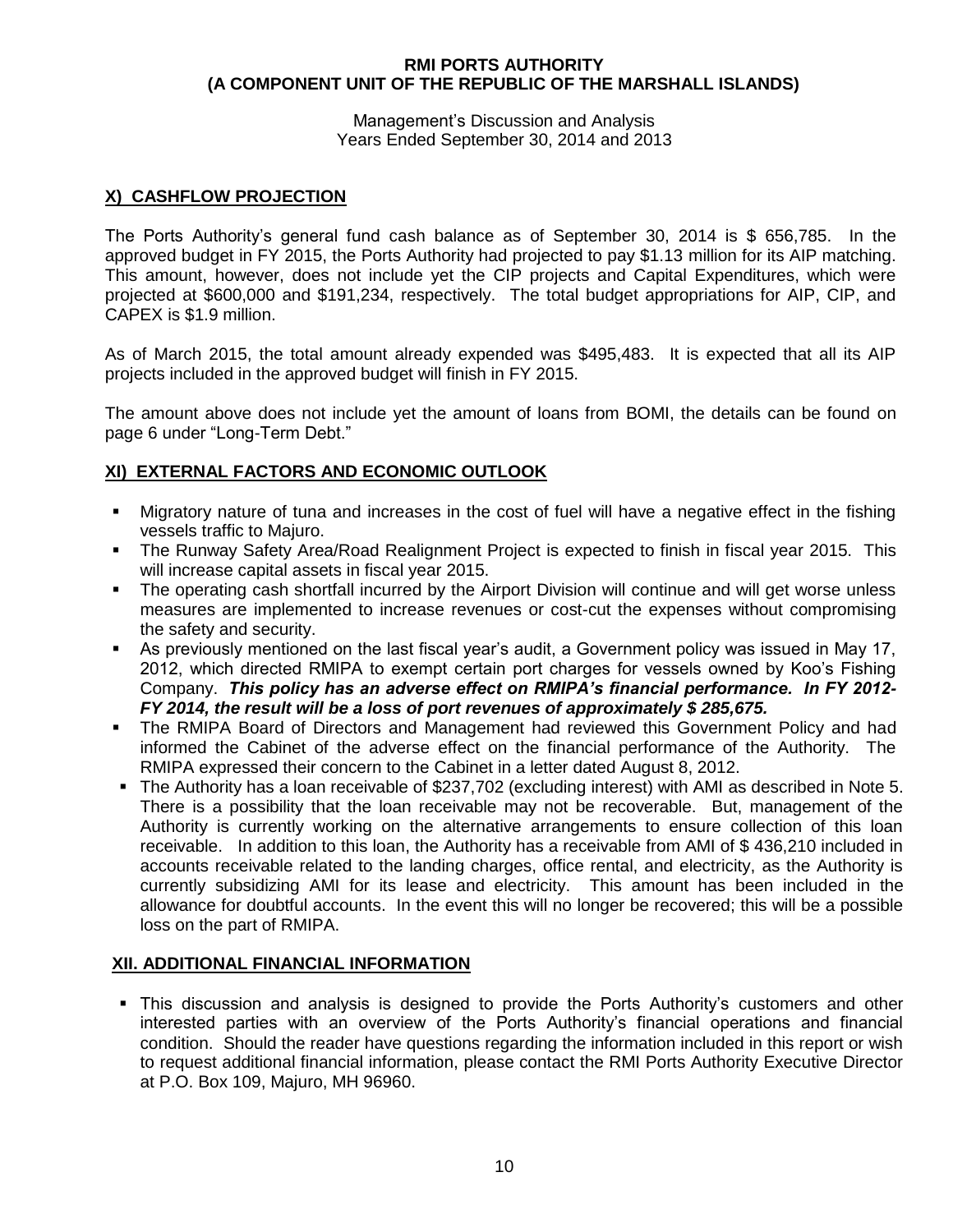## X) CASHFLOW PROJECTION

The Ports Authority's general fund cash balance as of September 30, 2014 is $ 656,785. In the approved budget in FY 2015, the Ports Authority had projected to pay $1.13 million for its AIP matching. This amount, however, does not include yet the CIP projects and Capital Expenditures, which were projected at $600,000 and $191,234, respectively. The total budget appropriations for AIP, CIP, and CAPEX is $1.9 million.

As of March 2015, the total amount already expended was $495,483. It is expected that all its AIP projects included in the approved budget will finish in FY 2015.

The amount above does not include yet the amount of loans from BOMI, the details can be found on page 6 under "Long-Term Debt."

## XI) EXTERNAL FACTORS AND ECONOMIC OUTLOOK

- Migratory nature of tuna and increases in the cost of fuel will have a negative effect in the fishing vessels traffic to Majuro.
- The Runway Safety Area/Road Realignment Project is expected to finish in fiscal year 2015. This will increase capital assets in fiscal year 2015.
- The operating cash shortfall incurred by the Airport Division will continue and will get worse unless measures are implemented to increase revenues or cost-cut the expenses without compromising the safety and security.
- As previously mentioned on the last fiscal year's audit, a Government policy was issued in May 17, 2012, which directed RMIPA to exempt certain port charges for vessels owned by Koo's Fishing Company. ***This policy has an adverse effect on RMIPA's financial performance. In FY 2012-FY 2014, the result will be a loss of port revenues of approximately $ 285,675.***
- The RMIPA Board of Directors and Management had reviewed this Government Policy and had informed the Cabinet of the adverse effect on the financial performance of the Authority. The RMIPA expressed their concern to the Cabinet in a letter dated August 8, 2012.
- The Authority has a loan receivable of $237,702 (excluding interest) with AMI as described in Note 5. There is a possibility that the loan receivable may not be recoverable. But, management of the Authority is currently working on the alternative arrangements to ensure collection of this loan receivable. In addition to this loan, the Authority has a receivable from AMI of $ 436,210 included in accounts receivable related to the landing charges, office rental, and electricity, as the Authority is currently subsidizing AMI for its lease and electricity. This amount has been included in the allowance for doubtful accounts. In the event this will no longer be recovered; this will be a possible loss on the part of RMIPA.

## XII. ADDITIONAL FINANCIAL INFORMATION

- This discussion and analysis is designed to provide the Ports Authority's customers and other interested parties with an overview of the Ports Authority's financial operations and financial condition. Should the reader have questions regarding the information included in this report or wish to request additional financial information, please contact the RMI Ports Authority Executive Director at P.O. Box 109, Majuro, MH 96960.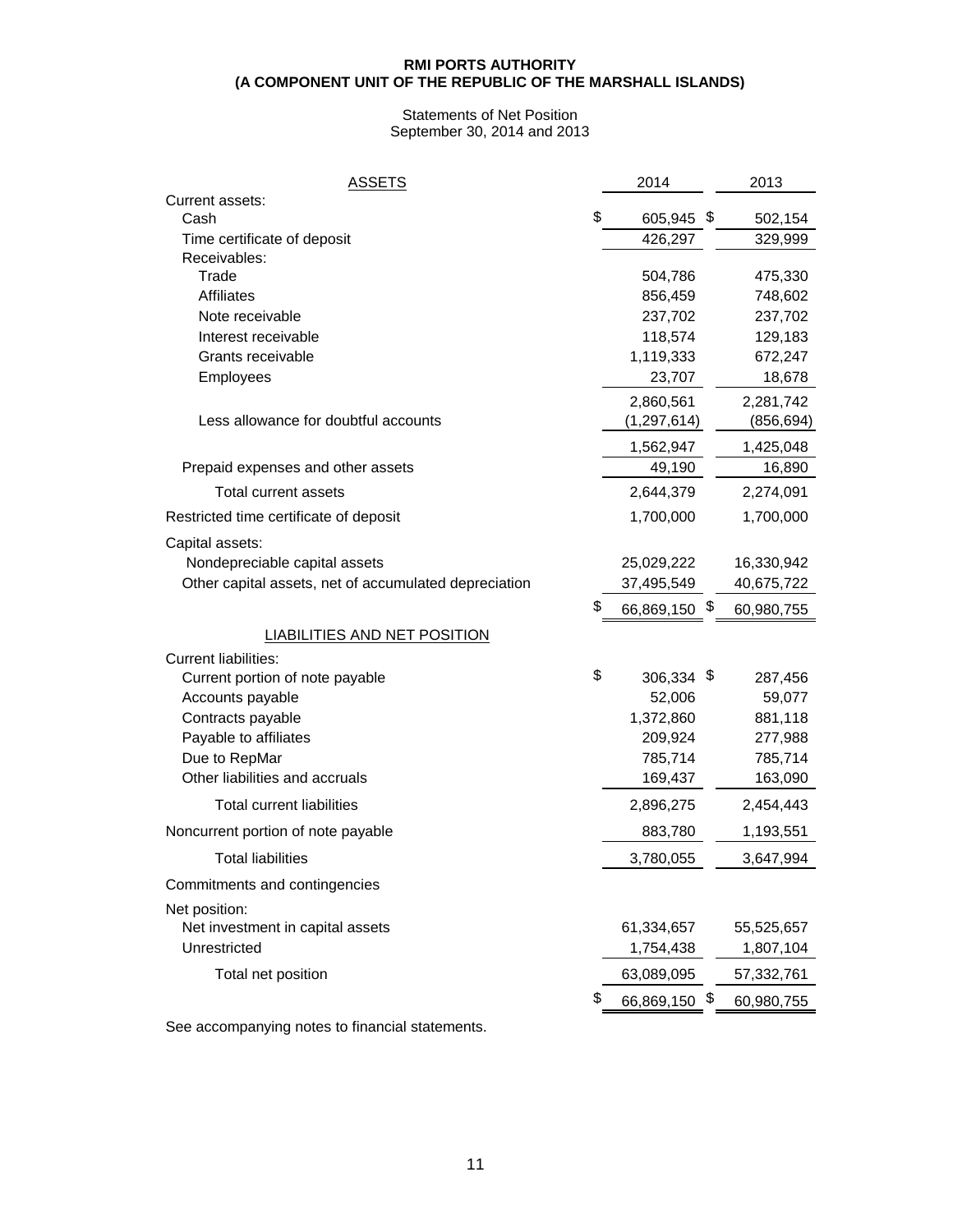**RMI PORTS AUTHORITY**
**(A COMPONENT UNIT OF THE REPUBLIC OF THE MARSHALL ISLANDS)**

Statements of Net Position
September 30, 2014 and 2013

| ASSETS | 2014 | 2013 |
|---|---|---|
| Current assets: | | |
| Cash | $ 605,945 | $ 502,154 |
| Time certificate of deposit | 426,297 | 329,999 |
| Receivables: | | |
| Trade | 504,786 | 475,330 |
| Affiliates | 856,459 | 748,602 |
| Note receivable | 237,702 | 237,702 |
| Interest receivable | 118,574 | 129,183 |
| Grants receivable | 1,119,333 | 672,247 |
| Employees | 23,707 | 18,678 |
| | 2,860,561 | 2,281,742 |
| Less allowance for doubtful accounts | (1,297,614) | (856,694) |
| | 1,562,947 | 1,425,048 |
| Prepaid expenses and other assets | 49,190 | 16,890 |
| Total current assets | 2,644,379 | 2,274,091 |
| Restricted time certificate of deposit | 1,700,000 | 1,700,000 |
| Capital assets: | | |
| Nondepreciable capital assets | 25,029,222 | 16,330,942 |
| Other capital assets, net of accumulated depreciation | 37,495,549 | 40,675,722 |
| | $ 66,869,150 | $ 60,980,755 |
| **LIABILITIES AND NET POSITION** | | |
| Current liabilities: | | |
| Current portion of note payable | $ 306,334 | $ 287,456 |
| Accounts payable | 52,006 | 59,077 |
| Contracts payable | 1,372,860 | 881,118 |
| Payable to affiliates | 209,924 | 277,988 |
| Due to RepMar | 785,714 | 785,714 |
| Other liabilities and accruals | 169,437 | 163,090 |
| Total current liabilities | 2,896,275 | 2,454,443 |
| Noncurrent portion of note payable | 883,780 | 1,193,551 |
| Total liabilities | 3,780,055 | 3,647,994 |
| Commitments and contingencies | | |
| Net position: | | |
| Net investment in capital assets | 61,334,657 | 55,525,657 |
| Unrestricted | 1,754,438 | 1,807,104 |
| Total net position | 63,089,095 | 57,332,761 |
| | $ 66,869,150 | $ 60,980,755 |

See accompanying notes to financial statements.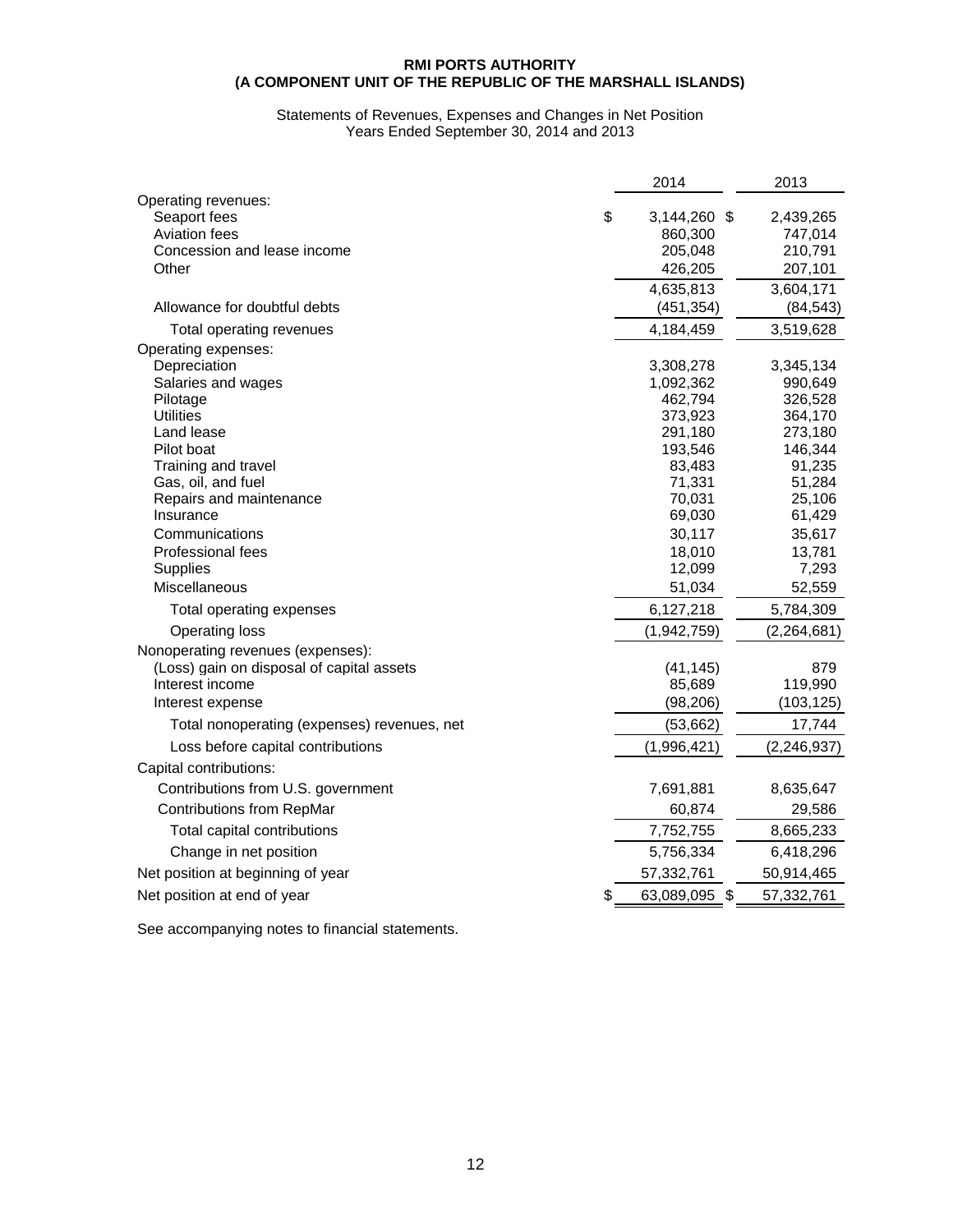**RMI PORTS AUTHORITY**
**(A COMPONENT UNIT OF THE REPUBLIC OF THE MARSHALL ISLANDS)**

Statements of Revenues, Expenses and Changes in Net Position
Years Ended September 30, 2014 and 2013

| | 2014 | 2013 |
|---|---|---|
| Operating revenues: | | |
| Seaport fees | $ 3,144,260 | $ 2,439,265 |
| Aviation fees | 860,300 | 747,014 |
| Concession and lease income | 205,048 | 210,791 |
| Other | 426,205 | 207,101 |
| | 4,635,813 | 3,604,171 |
| Allowance for doubtful debts | (451,354) | (84,543) |
| Total operating revenues | 4,184,459 | 3,519,628 |
| Operating expenses: | | |
| Depreciation | 3,308,278 | 3,345,134 |
| Salaries and wages | 1,092,362 | 990,649 |
| Pilotage | 462,794 | 326,528 |
| Utilities | 373,923 | 364,170 |
| Land lease | 291,180 | 273,180 |
| Pilot boat | 193,546 | 146,344 |
| Training and travel | 83,483 | 91,235 |
| Gas, oil, and fuel | 71,331 | 51,284 |
| Repairs and maintenance | 70,031 | 25,106 |
| Insurance | 69,030 | 61,429 |
| Communications | 30,117 | 35,617 |
| Professional fees | 18,010 | 13,781 |
| Supplies | 12,099 | 7,293 |
| Miscellaneous | 51,034 | 52,559 |
| Total operating expenses | 6,127,218 | 5,784,309 |
| Operating loss | (1,942,759) | (2,264,681) |
| Nonoperating revenues (expenses): | | |
| (Loss) gain on disposal of capital assets | (41,145) | 879 |
| Interest income | 85,689 | 119,990 |
| Interest expense | (98,206) | (103,125) |
| Total nonoperating (expenses) revenues, net | (53,662) | 17,744 |
| Loss before capital contributions | (1,996,421) | (2,246,937) |
| Capital contributions: | | |
| Contributions from U.S. government | 7,691,881 | 8,635,647 |
| Contributions from RepMar | 60,874 | 29,586 |
| Total capital contributions | 7,752,755 | 8,665,233 |
| Change in net position | 5,756,334 | 6,418,296 |
| Net position at beginning of year | 57,332,761 | 50,914,465 |
| Net position at end of year | $ 63,089,095 | $ 57,332,761 |

See accompanying notes to financial statements.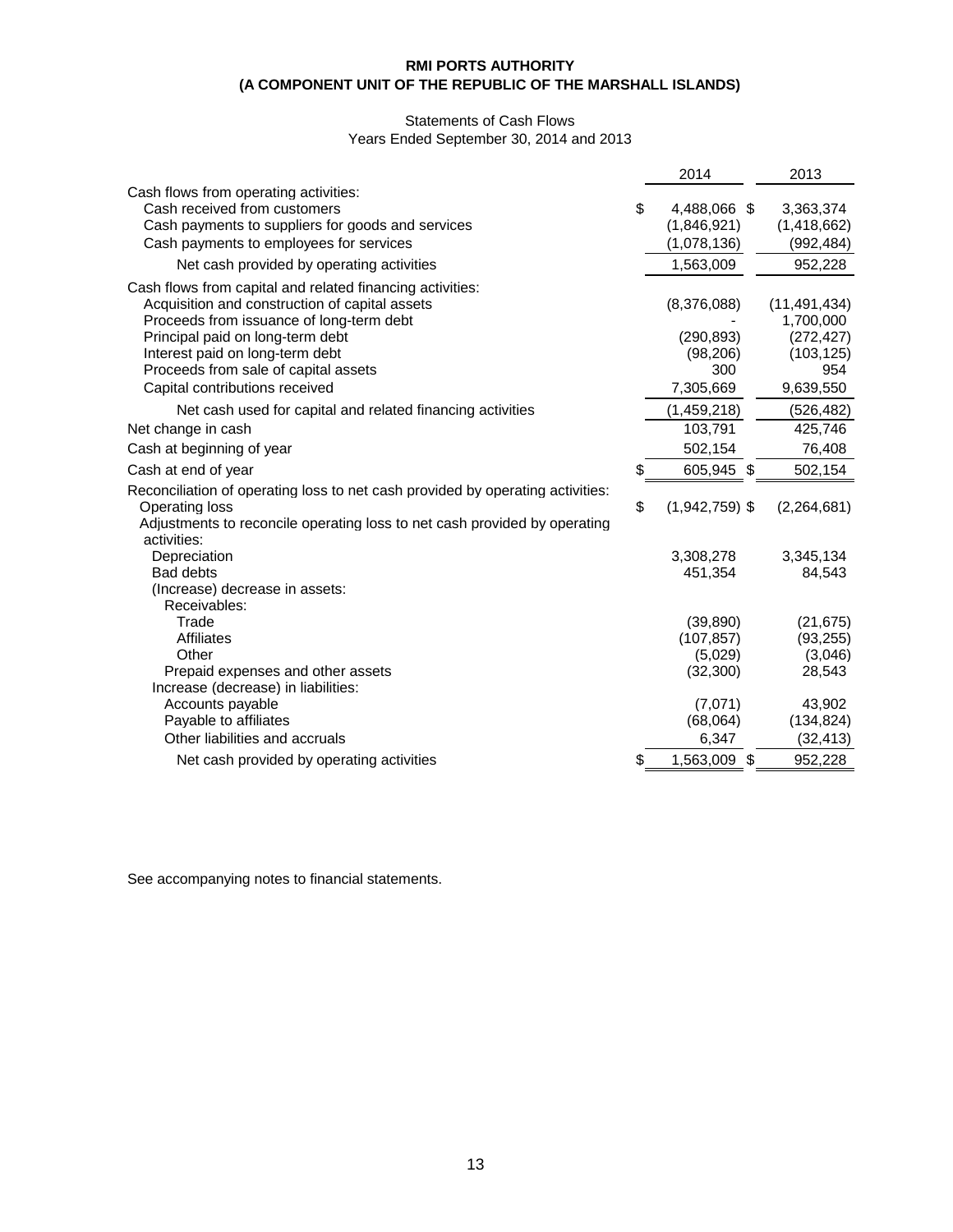**RMI PORTS AUTHORITY**
**(A COMPONENT UNIT OF THE REPUBLIC OF THE MARSHALL ISLANDS)**

Statements of Cash Flows
Years Ended September 30, 2014 and 2013

| | 2014 | 2013 |
|---|---|---|
| Cash flows from operating activities: | | |
| Cash received from customers | $ 4,488,066 | $ 3,363,374 |
| Cash payments to suppliers for goods and services | (1,846,921) | (1,418,662) |
| Cash payments to employees for services | (1,078,136) | (992,484) |
| Net cash provided by operating activities | 1,563,009 | 952,228 |
| Cash flows from capital and related financing activities: | | |
| Acquisition and construction of capital assets | (8,376,088) | (11,491,434) |
| Proceeds from issuance of long-term debt | - | 1,700,000 |
| Principal paid on long-term debt | (290,893) | (272,427) |
| Interest paid on long-term debt | (98,206) | (103,125) |
| Proceeds from sale of capital assets | 300 | 954 |
| Capital contributions received | 7,305,669 | 9,639,550 |
| Net cash used for capital and related financing activities | (1,459,218) | (526,482) |
| Net change in cash | 103,791 | 425,746 |
| Cash at beginning of year | 502,154 | 76,408 |
| Cash at end of year | $ 605,945 | $ 502,154 |
| Reconciliation of operating loss to net cash provided by operating activities: | | |
| Operating loss | $ (1,942,759) | $ (2,264,681) |
| Adjustments to reconcile operating loss to net cash provided by operating activities: | | |
| Depreciation | 3,308,278 | 3,345,134 |
| Bad debts | 451,354 | 84,543 |
| (Increase) decrease in assets: | | |
| Receivables: | | |
| Trade | (39,890) | (21,675) |
| Affiliates | (107,857) | (93,255) |
| Other | (5,029) | (3,046) |
| Prepaid expenses and other assets | (32,300) | 28,543 |
| Increase (decrease) in liabilities: | | |
| Accounts payable | (7,071) | 43,902 |
| Payable to affiliates | (68,064) | (134,824) |
| Other liabilities and accruals | 6,347 | (32,413) |
| Net cash provided by operating activities | $ 1,563,009 | $ 952,228 |

See accompanying notes to financial statements.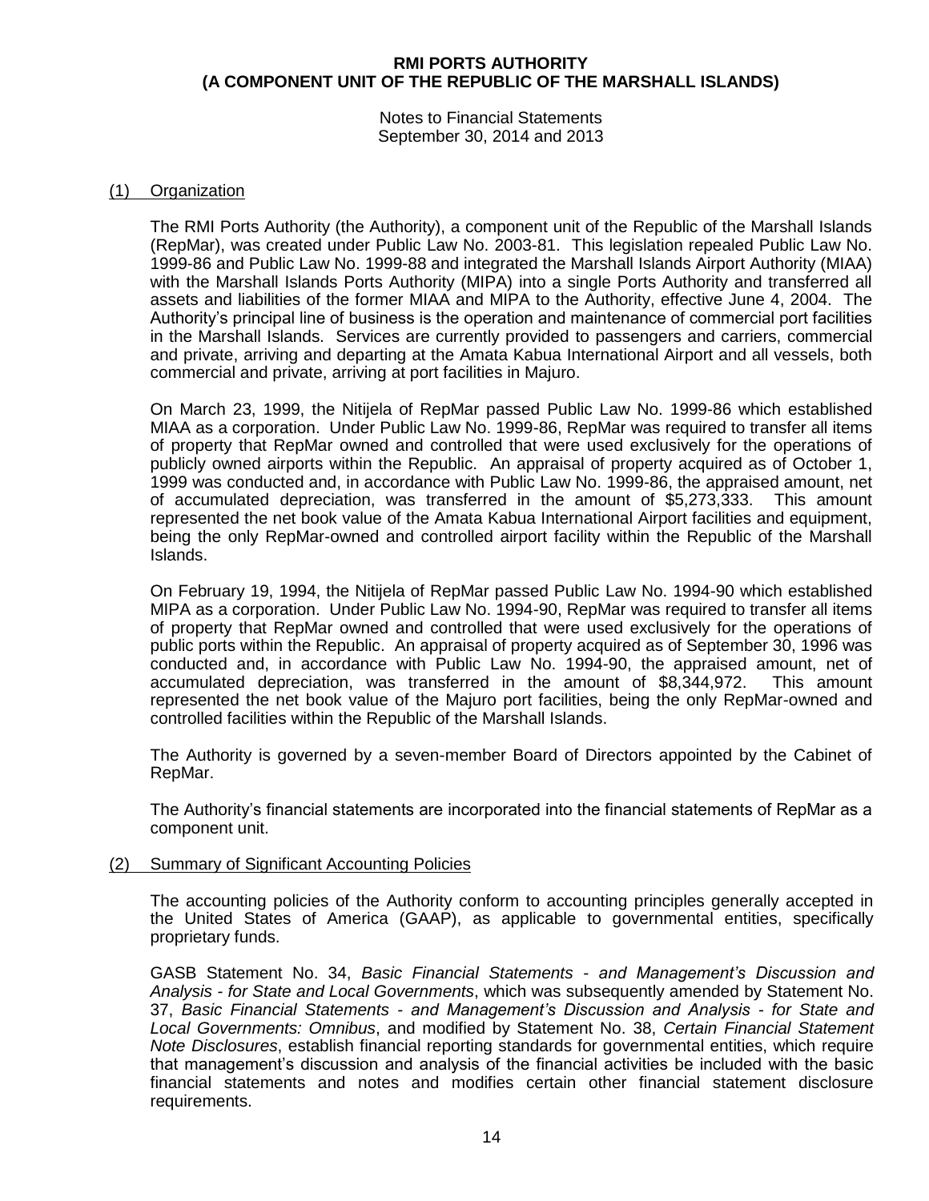## (1) Organization

The RMI Ports Authority (the Authority), a component unit of the Republic of the Marshall Islands (RepMar), was created under Public Law No. 2003-81. This legislation repealed Public Law No. 1999-86 and Public Law No. 1999-88 and integrated the Marshall Islands Airport Authority (MIAA) with the Marshall Islands Ports Authority (MIPA) into a single Ports Authority and transferred all assets and liabilities of the former MIAA and MIPA to the Authority, effective June 4, 2004. The Authority's principal line of business is the operation and maintenance of commercial port facilities in the Marshall Islands. Services are currently provided to passengers and carriers, commercial and private, arriving and departing at the Amata Kabua International Airport and all vessels, both commercial and private, arriving at port facilities in Majuro.

On March 23, 1999, the Nitijela of RepMar passed Public Law No. 1999-86 which established MIAA as a corporation. Under Public Law No. 1999-86, RepMar was required to transfer all items of property that RepMar owned and controlled that were used exclusively for the operations of publicly owned airports within the Republic. An appraisal of property acquired as of October 1, 1999 was conducted and, in accordance with Public Law No. 1999-86, the appraised amount, net of accumulated depreciation, was transferred in the amount of $5,273,333. This amount represented the net book value of the Amata Kabua International Airport facilities and equipment, being the only RepMar-owned and controlled airport facility within the Republic of the Marshall Islands.

On February 19, 1994, the Nitijela of RepMar passed Public Law No. 1994-90 which established MIPA as a corporation. Under Public Law No. 1994-90, RepMar was required to transfer all items of property that RepMar owned and controlled that were used exclusively for the operations of public ports within the Republic. An appraisal of property acquired as of September 30, 1996 was conducted and, in accordance with Public Law No. 1994-90, the appraised amount, net of accumulated depreciation, was transferred in the amount of $8,344,972. This amount represented the net book value of the Majuro port facilities, being the only RepMar-owned and controlled facilities within the Republic of the Marshall Islands.

The Authority is governed by a seven-member Board of Directors appointed by the Cabinet of RepMar.

The Authority's financial statements are incorporated into the financial statements of RepMar as a component unit.

## (2) Summary of Significant Accounting Policies

The accounting policies of the Authority conform to accounting principles generally accepted in the United States of America (GAAP), as applicable to governmental entities, specifically proprietary funds.

GASB Statement No. 34, *Basic Financial Statements - and Management's Discussion and Analysis - for State and Local Governments*, which was subsequently amended by Statement No. 37, *Basic Financial Statements - and Management's Discussion and Analysis - for State and Local Governments: Omnibus*, and modified by Statement No. 38, *Certain Financial Statement Note Disclosures*, establish financial reporting standards for governmental entities, which require that management's discussion and analysis of the financial activities be included with the basic financial statements and notes and modifies certain other financial statement disclosure requirements.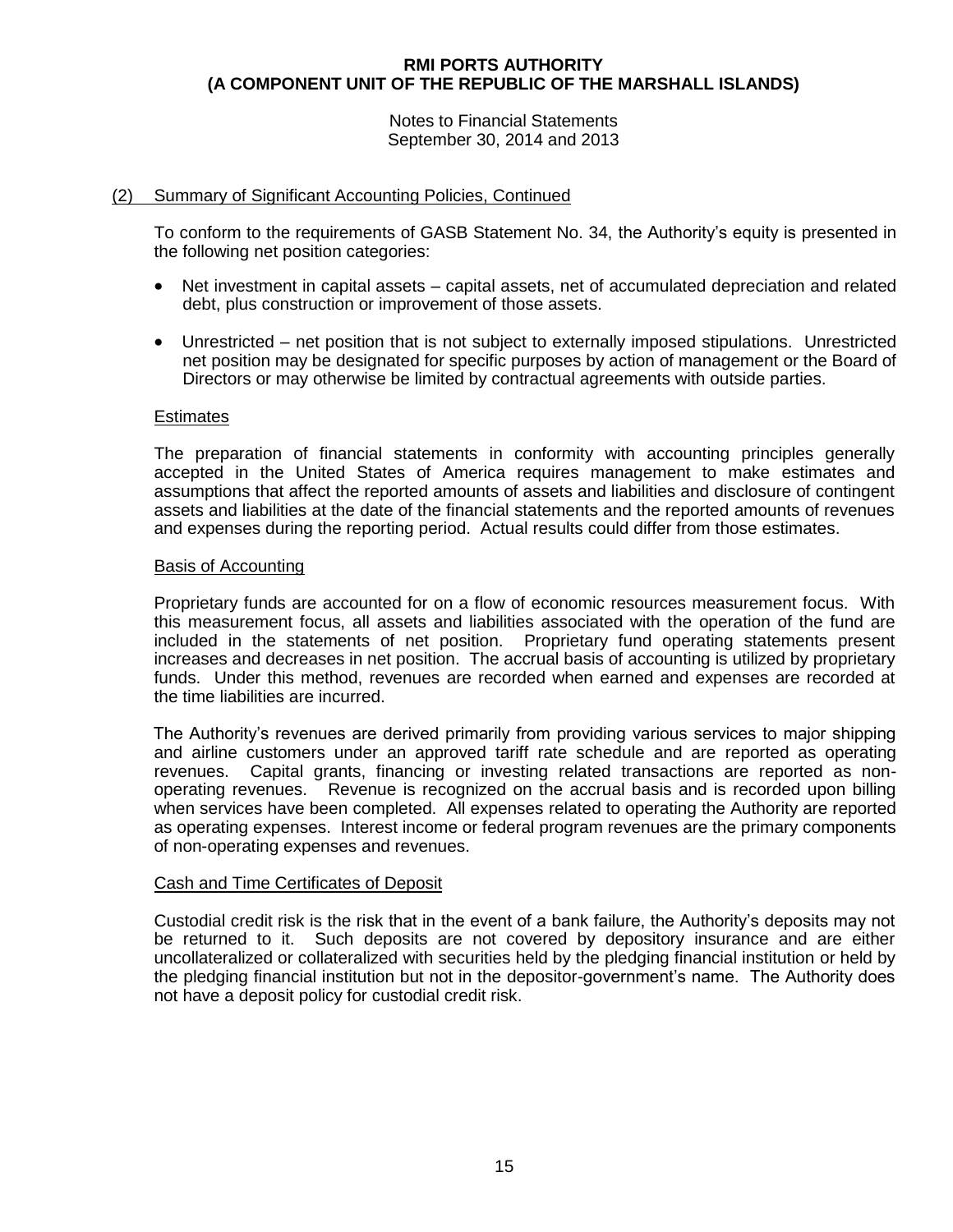## (2) Summary of Significant Accounting Policies, Continued

To conform to the requirements of GASB Statement No. 34, the Authority's equity is presented in the following net position categories:

- Net investment in capital assets – capital assets, net of accumulated depreciation and related debt, plus construction or improvement of those assets.
- Unrestricted – net position that is not subject to externally imposed stipulations. Unrestricted net position may be designated for specific purposes by action of management or the Board of Directors or may otherwise be limited by contractual agreements with outside parties.

### Estimates

The preparation of financial statements in conformity with accounting principles generally accepted in the United States of America requires management to make estimates and assumptions that affect the reported amounts of assets and liabilities and disclosure of contingent assets and liabilities at the date of the financial statements and the reported amounts of revenues and expenses during the reporting period. Actual results could differ from those estimates.

### Basis of Accounting

Proprietary funds are accounted for on a flow of economic resources measurement focus. With this measurement focus, all assets and liabilities associated with the operation of the fund are included in the statements of net position. Proprietary fund operating statements present increases and decreases in net position. The accrual basis of accounting is utilized by proprietary funds. Under this method, revenues are recorded when earned and expenses are recorded at the time liabilities are incurred.

The Authority's revenues are derived primarily from providing various services to major shipping and airline customers under an approved tariff rate schedule and are reported as operating revenues. Capital grants, financing or investing related transactions are reported as non-operating revenues. Revenue is recognized on the accrual basis and is recorded upon billing when services have been completed. All expenses related to operating the Authority are reported as operating expenses. Interest income or federal program revenues are the primary components of non-operating expenses and revenues.

### Cash and Time Certificates of Deposit

Custodial credit risk is the risk that in the event of a bank failure, the Authority's deposits may not be returned to it. Such deposits are not covered by depository insurance and are either uncollateralized or collateralized with securities held by the pledging financial institution or held by the pledging financial institution but not in the depositor-government's name. The Authority does not have a deposit policy for custodial credit risk.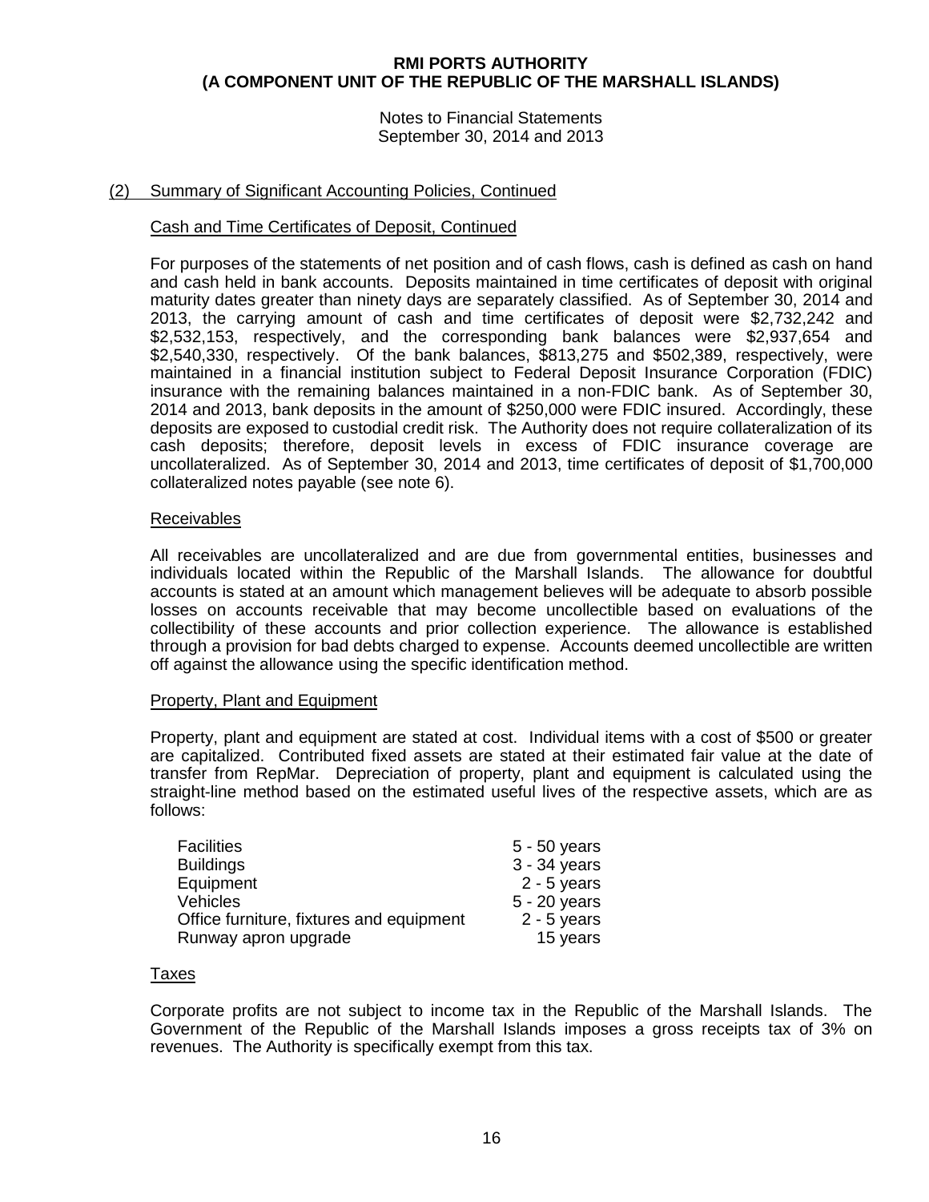## (2) Summary of Significant Accounting Policies, Continued

### Cash and Time Certificates of Deposit, Continued

For purposes of the statements of net position and of cash flows, cash is defined as cash on hand and cash held in bank accounts. Deposits maintained in time certificates of deposit with original maturity dates greater than ninety days are separately classified. As of September 30, 2014 and 2013, the carrying amount of cash and time certificates of deposit were $2,732,242 and $2,532,153, respectively, and the corresponding bank balances were $2,937,654 and $2,540,330, respectively. Of the bank balances, $813,275 and $502,389, respectively, were maintained in a financial institution subject to Federal Deposit Insurance Corporation (FDIC) insurance with the remaining balances maintained in a non-FDIC bank. As of September 30, 2014 and 2013, bank deposits in the amount of $250,000 were FDIC insured. Accordingly, these deposits are exposed to custodial credit risk. The Authority does not require collateralization of its cash deposits; therefore, deposit levels in excess of FDIC insurance coverage are uncollateralized. As of September 30, 2014 and 2013, time certificates of deposit of $1,700,000 collateralized notes payable (see note 6).

### Receivables

All receivables are uncollateralized and are due from governmental entities, businesses and individuals located within the Republic of the Marshall Islands. The allowance for doubtful accounts is stated at an amount which management believes will be adequate to absorb possible losses on accounts receivable that may become uncollectible based on evaluations of the collectibility of these accounts and prior collection experience. The allowance is established through a provision for bad debts charged to expense. Accounts deemed uncollectible are written off against the allowance using the specific identification method.

### Property, Plant and Equipment

Property, plant and equipment are stated at cost. Individual items with a cost of $500 or greater are capitalized. Contributed fixed assets are stated at their estimated fair value at the date of transfer from RepMar. Depreciation of property, plant and equipment is calculated using the straight-line method based on the estimated useful lives of the respective assets, which are as follows:

| | |
|---|---|
| Facilities | 5 - 50 years |
| Buildings | 3 - 34 years |
| Equipment | 2 - 5 years |
| Vehicles | 5 - 20 years |
| Office furniture, fixtures and equipment | 2 - 5 years |
| Runway apron upgrade | 15 years |

### Taxes

Corporate profits are not subject to income tax in the Republic of the Marshall Islands. The Government of the Republic of the Marshall Islands imposes a gross receipts tax of 3% on revenues. The Authority is specifically exempt from this tax.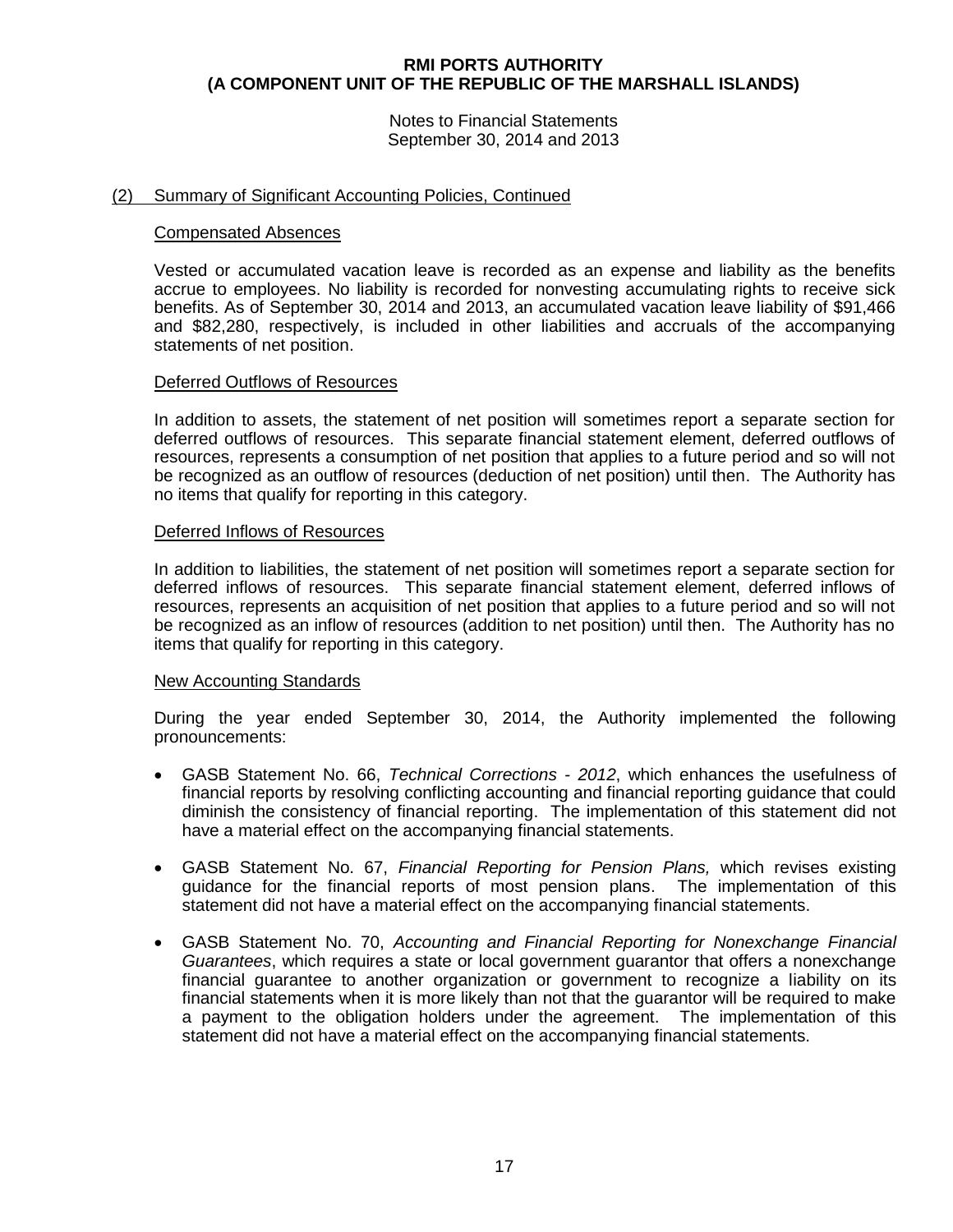## (2) Summary of Significant Accounting Policies, Continued

### Compensated Absences

Vested or accumulated vacation leave is recorded as an expense and liability as the benefits accrue to employees. No liability is recorded for nonvesting accumulating rights to receive sick benefits. As of September 30, 2014 and 2013, an accumulated vacation leave liability of $91,466 and $82,280, respectively, is included in other liabilities and accruals of the accompanying statements of net position.

### Deferred Outflows of Resources

In addition to assets, the statement of net position will sometimes report a separate section for deferred outflows of resources. This separate financial statement element, deferred outflows of resources, represents a consumption of net position that applies to a future period and so will not be recognized as an outflow of resources (deduction of net position) until then. The Authority has no items that qualify for reporting in this category.

### Deferred Inflows of Resources

In addition to liabilities, the statement of net position will sometimes report a separate section for deferred inflows of resources. This separate financial statement element, deferred inflows of resources, represents an acquisition of net position that applies to a future period and so will not be recognized as an inflow of resources (addition to net position) until then. The Authority has no items that qualify for reporting in this category.

### New Accounting Standards

During the year ended September 30, 2014, the Authority implemented the following pronouncements:

- GASB Statement No. 66, *Technical Corrections - 2012*, which enhances the usefulness of financial reports by resolving conflicting accounting and financial reporting guidance that could diminish the consistency of financial reporting. The implementation of this statement did not have a material effect on the accompanying financial statements.
- GASB Statement No. 67, *Financial Reporting for Pension Plans,* which revises existing guidance for the financial reports of most pension plans. The implementation of this statement did not have a material effect on the accompanying financial statements.
- GASB Statement No. 70, *Accounting and Financial Reporting for Nonexchange Financial Guarantees*, which requires a state or local government guarantor that offers a nonexchange financial guarantee to another organization or government to recognize a liability on its financial statements when it is more likely than not that the guarantor will be required to make a payment to the obligation holders under the agreement. The implementation of this statement did not have a material effect on the accompanying financial statements.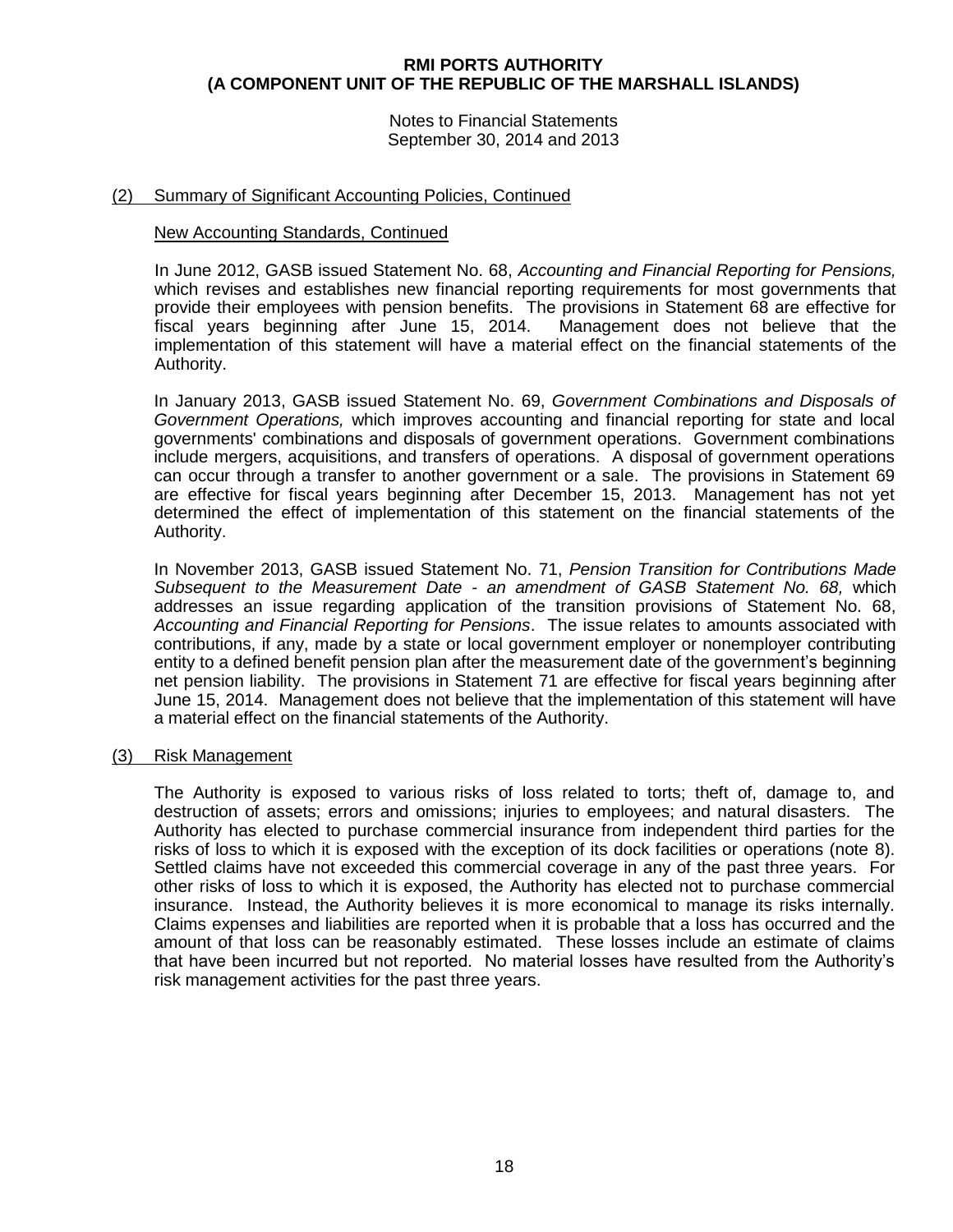**RMI PORTS AUTHORITY**
**(A COMPONENT UNIT OF THE REPUBLIC OF THE MARSHALL ISLANDS)**

Notes to Financial Statements
September 30, 2014 and 2013

## (2) Summary of Significant Accounting Policies, Continued

### New Accounting Standards, Continued

In June 2012, GASB issued Statement No. 68, *Accounting and Financial Reporting for Pensions,* which revises and establishes new financial reporting requirements for most governments that provide their employees with pension benefits. The provisions in Statement 68 are effective for fiscal years beginning after June 15, 2014. Management does not believe that the implementation of this statement will have a material effect on the financial statements of the Authority.

In January 2013, GASB issued Statement No. 69, *Government Combinations and Disposals of Government Operations,* which improves accounting and financial reporting for state and local governments' combinations and disposals of government operations. Government combinations include mergers, acquisitions, and transfers of operations. A disposal of government operations can occur through a transfer to another government or a sale. The provisions in Statement 69 are effective for fiscal years beginning after December 15, 2013. Management has not yet determined the effect of implementation of this statement on the financial statements of the Authority.

In November 2013, GASB issued Statement No. 71, *Pension Transition for Contributions Made Subsequent to the Measurement Date - an amendment of GASB Statement No. 68,* which addresses an issue regarding application of the transition provisions of Statement No. 68, *Accounting and Financial Reporting for Pensions*. The issue relates to amounts associated with contributions, if any, made by a state or local government employer or nonemployer contributing entity to a defined benefit pension plan after the measurement date of the government's beginning net pension liability. The provisions in Statement 71 are effective for fiscal years beginning after June 15, 2014. Management does not believe that the implementation of this statement will have a material effect on the financial statements of the Authority.

## (3) Risk Management

The Authority is exposed to various risks of loss related to torts; theft of, damage to, and destruction of assets; errors and omissions; injuries to employees; and natural disasters. The Authority has elected to purchase commercial insurance from independent third parties for the risks of loss to which it is exposed with the exception of its dock facilities or operations (note 8). Settled claims have not exceeded this commercial coverage in any of the past three years. For other risks of loss to which it is exposed, the Authority has elected not to purchase commercial insurance. Instead, the Authority believes it is more economical to manage its risks internally. Claims expenses and liabilities are reported when it is probable that a loss has occurred and the amount of that loss can be reasonably estimated. These losses include an estimate of claims that have been incurred but not reported. No material losses have resulted from the Authority's risk management activities for the past three years.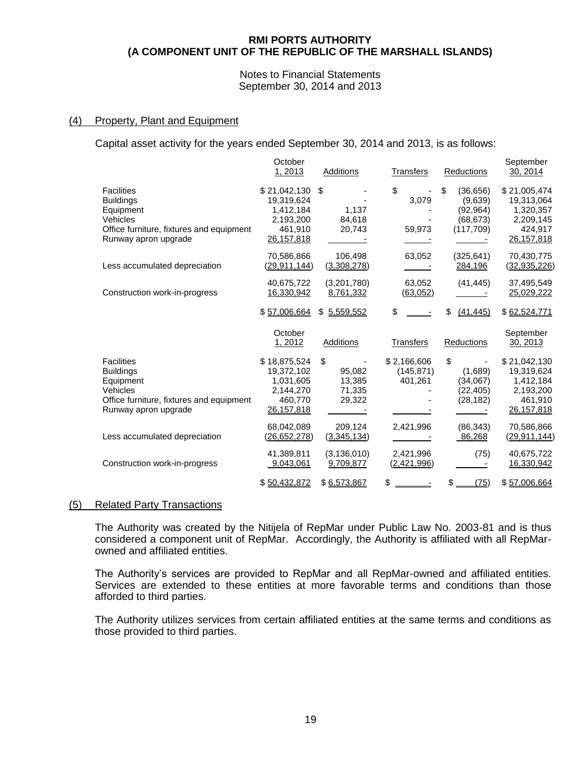# RMI PORTS AUTHORITY
# (A COMPONENT UNIT OF THE REPUBLIC OF THE MARSHALL ISLANDS)

Notes to Financial Statements
September 30, 2014 and 2013

## (4) Property, Plant and Equipment

Capital asset activity for the years ended September 30, 2014 and 2013, is as follows:

| | October 1, 2013 | Additions | Transfers | Reductions | September 30, 2014 |
|---|---|---|---|---|---|
| Facilities | $ 21,042,130 | $ - | $ - | $ (36,656) | $ 21,005,474 |
| Buildings | 19,319,624 | - | 3,079 | (9,639) | 19,313,064 |
| Equipment | 1,412,184 | 1,137 | - | (92,964) | 1,320,357 |
| Vehicles | 2,193,200 | 84,618 | - | (68,673) | 2,209,145 |
| Office furniture, fixtures and equipment | 461,910 | 20,743 | 59,973 | (117,709) | 424,917 |
| Runway apron upgrade | 26,157,818 | - | - | - | 26,157,818 |
| | 70,586,866 | 106,498 | 63,052 | (325,641) | 70,430,775 |
| Less accumulated depreciation | (29,911,144) | (3,308,278) | - | 284,196 | (32,935,226) |
| | 40,675,722 | (3,201,780) | 63,052 | (41,445) | 37,495,549 |
| Construction work-in-progress | 16,330,942 | 8,761,332 | (63,052) | - | 25,029,222 |
| | $ 57,006,664 | $ 5,559,552 | $ - | $ (41,445) | $ 62,524,771 |

| | October 1, 2012 | Additions | Transfers | Reductions | September 30, 2013 |
|---|---|---|---|---|---|
| Facilities | $ 18,875,524 | $ - | $ 2,166,606 | $ - | $ 21,042,130 |
| Buildings | 19,372,102 | 95,082 | (145,871) | (1,689) | 19,319,624 |
| Equipment | 1,031,605 | 13,385 | 401,261 | (34,067) | 1,412,184 |
| Vehicles | 2,144,270 | 71,335 | - | (22,405) | 2,193,200 |
| Office furniture, fixtures and equipment | 460,770 | 29,322 | - | (28,182) | 461,910 |
| Runway apron upgrade | 26,157,818 | - | - | - | 26,157,818 |
| | 68,042,089 | 209,124 | 2,421,996 | (86,343) | 70,586,866 |
| Less accumulated depreciation | (26,652,278) | (3,345,134) | - | 86,268 | (29,911,144) |
| | 41,389,811 | (3,136,010) | 2,421,996 | (75) | 40,675,722 |
| Construction work-in-progress | 9,043,061 | 9,709,877 | (2,421,996) | - | 16,330,942 |
| | $ 50,432,872 | $ 6,573,867 | $ - | $ (75) | $ 57,006,664 |

## (5) Related Party Transactions

The Authority was created by the Nitijela of RepMar under Public Law No. 2003-81 and is thus considered a component unit of RepMar. Accordingly, the Authority is affiliated with all RepMar-owned and affiliated entities.

The Authority's services are provided to RepMar and all RepMar-owned and affiliated entities. Services are extended to these entities at more favorable terms and conditions than those afforded to third parties.

The Authority utilizes services from certain affiliated entities at the same terms and conditions as those provided to third parties.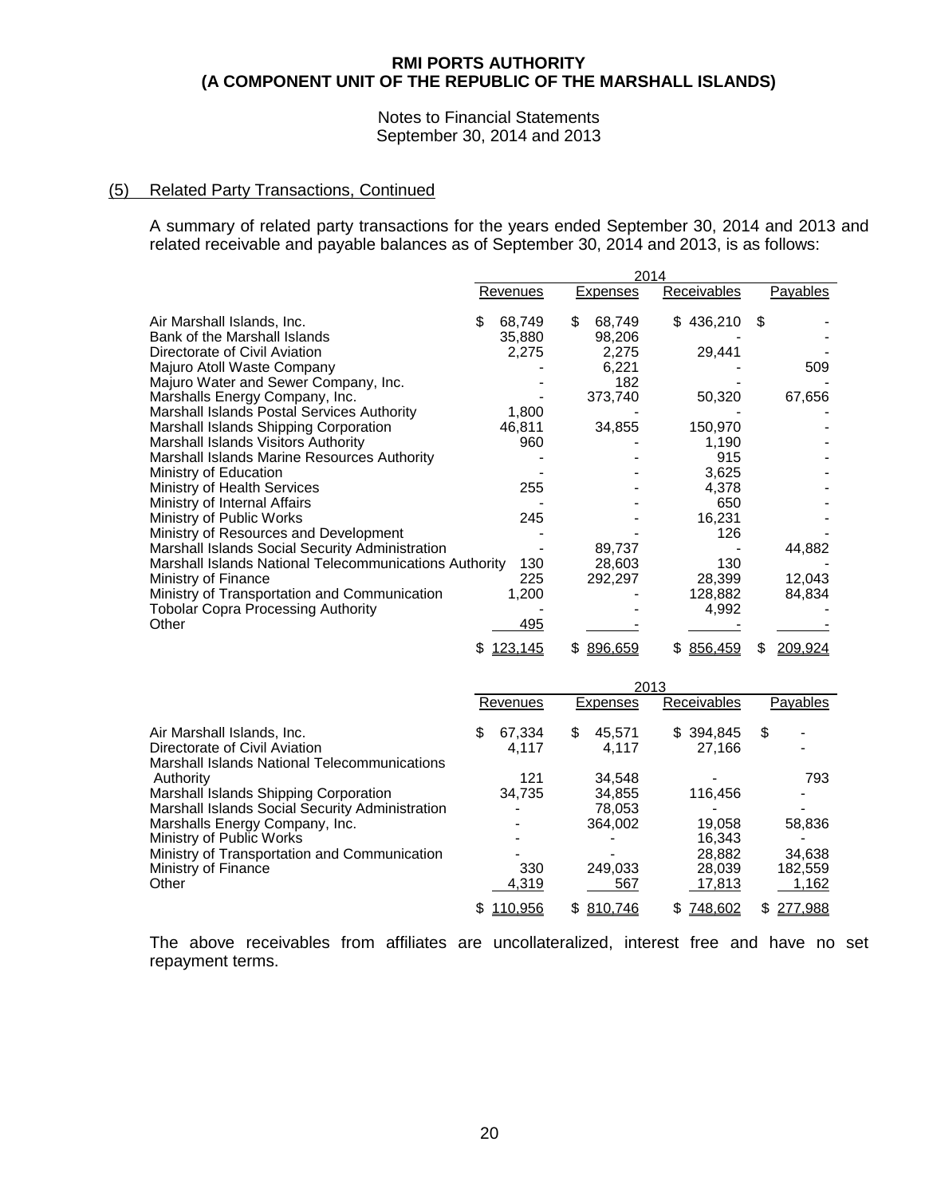**RMI PORTS AUTHORITY**
**(A COMPONENT UNIT OF THE REPUBLIC OF THE MARSHALL ISLANDS)**

Notes to Financial Statements
September 30, 2014 and 2013

## (5) Related Party Transactions, Continued

A summary of related party transactions for the years ended September 30, 2014 and 2013 and related receivable and payable balances as of September 30, 2014 and 2013, is as follows:

| | 2014 | | | |
|---|---|---|---|---|
| | Revenues | Expenses | Receivables | Payables |
| Air Marshall Islands, Inc. | $ 68,749 | $ 68,749 | $ 436,210 | $ - |
| Bank of the Marshall Islands | 35,880 | 98,206 | - | - |
| Directorate of Civil Aviation | 2,275 | 2,275 | 29,441 | - |
| Majuro Atoll Waste Company | - | 6,221 | - | 509 |
| Majuro Water and Sewer Company, Inc. | - | 182 | - | - |
| Marshalls Energy Company, Inc. | - | 373,740 | 50,320 | 67,656 |
| Marshall Islands Postal Services Authority | 1,800 | - | - | - |
| Marshall Islands Shipping Corporation | 46,811 | 34,855 | 150,970 | - |
| Marshall Islands Visitors Authority | 960 | - | 1,190 | - |
| Marshall Islands Marine Resources Authority | - | - | 915 | - |
| Ministry of Education | - | - | 3,625 | - |
| Ministry of Health Services | 255 | - | 4,378 | - |
| Ministry of Internal Affairs | - | - | 650 | - |
| Ministry of Public Works | 245 | - | 16,231 | - |
| Ministry of Resources and Development | - | - | 126 | - |
| Marshall Islands Social Security Administration | - | 89,737 | - | 44,882 |
| Marshall Islands National Telecommunications Authority | 130 | 28,603 | 130 | - |
| Ministry of Finance | 225 | 292,297 | 28,399 | 12,043 |
| Ministry of Transportation and Communication | 1,200 | - | 128,882 | 84,834 |
| Tobolar Copra Processing Authority | - | - | 4,992 | - |
| Other | 495 | - | - | - |
| | $ 123,145 | $ 896,659 | $ 856,459 | $ 209,924 |

| | 2013 | | | |
|---|---|---|---|---|
| | Revenues | Expenses | Receivables | Payables |
| Air Marshall Islands, Inc. | $ 67,334 | $ 45,571 | $ 394,845 | $ - |
| Directorate of Civil Aviation | 4,117 | 4,117 | 27,166 | - |
| Marshall Islands National Telecommunications Authority | 121 | 34,548 | - | 793 |
| Marshall Islands Shipping Corporation | 34,735 | 34,855 | 116,456 | - |
| Marshall Islands Social Security Administration | - | 78,053 | - | - |
| Marshalls Energy Company, Inc. | - | 364,002 | 19,058 | 58,836 |
| Ministry of Public Works | - | - | 16,343 | - |
| Ministry of Transportation and Communication | - | - | 28,882 | 34,638 |
| Ministry of Finance | 330 | 249,033 | 28,039 | 182,559 |
| Other | 4,319 | 567 | 17,813 | 1,162 |
| | $ 110,956 | $ 810,746 | $ 748,602 | $ 277,988 |

The above receivables from affiliates are uncollateralized, interest free and have no set repayment terms.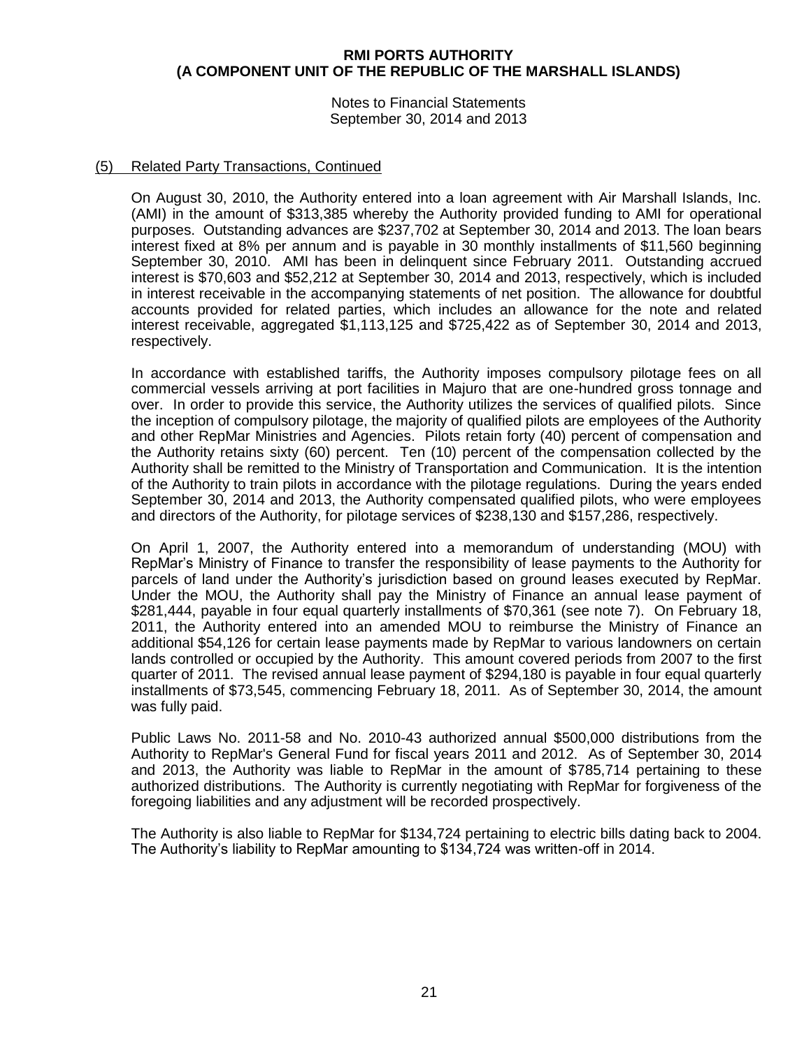**RMI PORTS AUTHORITY**
**(A COMPONENT UNIT OF THE REPUBLIC OF THE MARSHALL ISLANDS)**

Notes to Financial Statements
September 30, 2014 and 2013

## (5) Related Party Transactions, Continued

On August 30, 2010, the Authority entered into a loan agreement with Air Marshall Islands, Inc. (AMI) in the amount of $313,385 whereby the Authority provided funding to AMI for operational purposes. Outstanding advances are $237,702 at September 30, 2014 and 2013. The loan bears interest fixed at 8% per annum and is payable in 30 monthly installments of $11,560 beginning September 30, 2010. AMI has been in delinquent since February 2011. Outstanding accrued interest is $70,603 and $52,212 at September 30, 2014 and 2013, respectively, which is included in interest receivable in the accompanying statements of net position. The allowance for doubtful accounts provided for related parties, which includes an allowance for the note and related interest receivable, aggregated $1,113,125 and $725,422 as of September 30, 2014 and 2013, respectively.

In accordance with established tariffs, the Authority imposes compulsory pilotage fees on all commercial vessels arriving at port facilities in Majuro that are one-hundred gross tonnage and over. In order to provide this service, the Authority utilizes the services of qualified pilots. Since the inception of compulsory pilotage, the majority of qualified pilots are employees of the Authority and other RepMar Ministries and Agencies. Pilots retain forty (40) percent of compensation and the Authority retains sixty (60) percent. Ten (10) percent of the compensation collected by the Authority shall be remitted to the Ministry of Transportation and Communication. It is the intention of the Authority to train pilots in accordance with the pilotage regulations. During the years ended September 30, 2014 and 2013, the Authority compensated qualified pilots, who were employees and directors of the Authority, for pilotage services of $238,130 and $157,286, respectively.

On April 1, 2007, the Authority entered into a memorandum of understanding (MOU) with RepMar's Ministry of Finance to transfer the responsibility of lease payments to the Authority for parcels of land under the Authority's jurisdiction based on ground leases executed by RepMar. Under the MOU, the Authority shall pay the Ministry of Finance an annual lease payment of $281,444, payable in four equal quarterly installments of $70,361 (see note 7). On February 18, 2011, the Authority entered into an amended MOU to reimburse the Ministry of Finance an additional $54,126 for certain lease payments made by RepMar to various landowners on certain lands controlled or occupied by the Authority. This amount covered periods from 2007 to the first quarter of 2011. The revised annual lease payment of $294,180 is payable in four equal quarterly installments of $73,545, commencing February 18, 2011. As of September 30, 2014, the amount was fully paid.

Public Laws No. 2011-58 and No. 2010-43 authorized annual $500,000 distributions from the Authority to RepMar's General Fund for fiscal years 2011 and 2012. As of September 30, 2014 and 2013, the Authority was liable to RepMar in the amount of $785,714 pertaining to these authorized distributions. The Authority is currently negotiating with RepMar for forgiveness of the foregoing liabilities and any adjustment will be recorded prospectively.

The Authority is also liable to RepMar for $134,724 pertaining to electric bills dating back to 2004. The Authority's liability to RepMar amounting to $134,724 was written-off in 2014.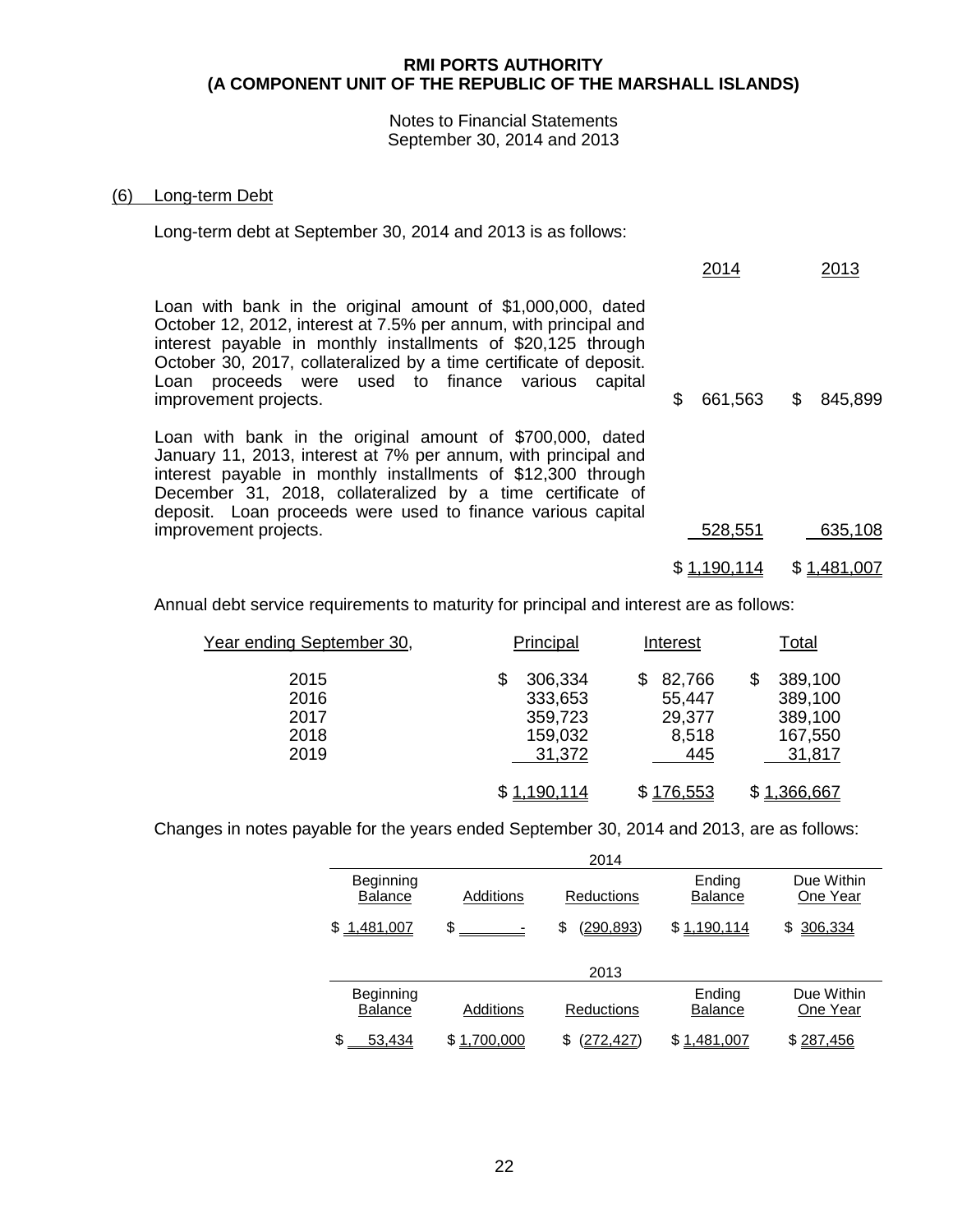## (6) Long-term Debt

Long-term debt at September 30, 2014 and 2013 is as follows:

| | 2014 | 2013 |
|---|---|---|
| Loan with bank in the original amount of $1,000,000, dated October 12, 2012, interest at 7.5% per annum, with principal and interest payable in monthly installments of $20,125 through October 30, 2017, collateralized by a time certificate of deposit. Loan proceeds were used to finance various capital improvement projects. | $ 661,563 | $ 845,899 |
| Loan with bank in the original amount of $700,000, dated January 11, 2013, interest at 7% per annum, with principal and interest payable in monthly installments of $12,300 through December 31, 2018, collateralized by a time certificate of deposit. Loan proceeds were used to finance various capital improvement projects. | 528,551 | 635,108 |
| | $ 1,190,114 | $ 1,481,007 |

Annual debt service requirements to maturity for principal and interest are as follows:

| Year ending September 30, | Principal | Interest | Total |
|---|---|---|---|
| 2015 | $ 306,334 | $ 82,766 | $ 389,100 |
| 2016 | 333,653 | 55,447 | 389,100 |
| 2017 | 359,723 | 29,377 | 389,100 |
| 2018 | 159,032 | 8,518 | 167,550 |
| 2019 | 31,372 | 445 | 31,817 |
| | $ 1,190,114 | $ 176,553 | $ 1,366,667 |

Changes in notes payable for the years ended September 30, 2014 and 2013, are as follows:

| 2014 | | | | |
|---|---|---|---|---|
| Beginning Balance | Additions | Reductions | Ending Balance | Due Within One Year |
| $ 1,481,007 | $ - | $ (290,893) | $ 1,190,114 | $ 306,334 |

| 2013 | | | | |
|---|---|---|---|---|
| Beginning Balance | Additions | Reductions | Ending Balance | Due Within One Year |
| $ 53,434 | $ 1,700,000 | $ (272,427) | $ 1,481,007 | $ 287,456 |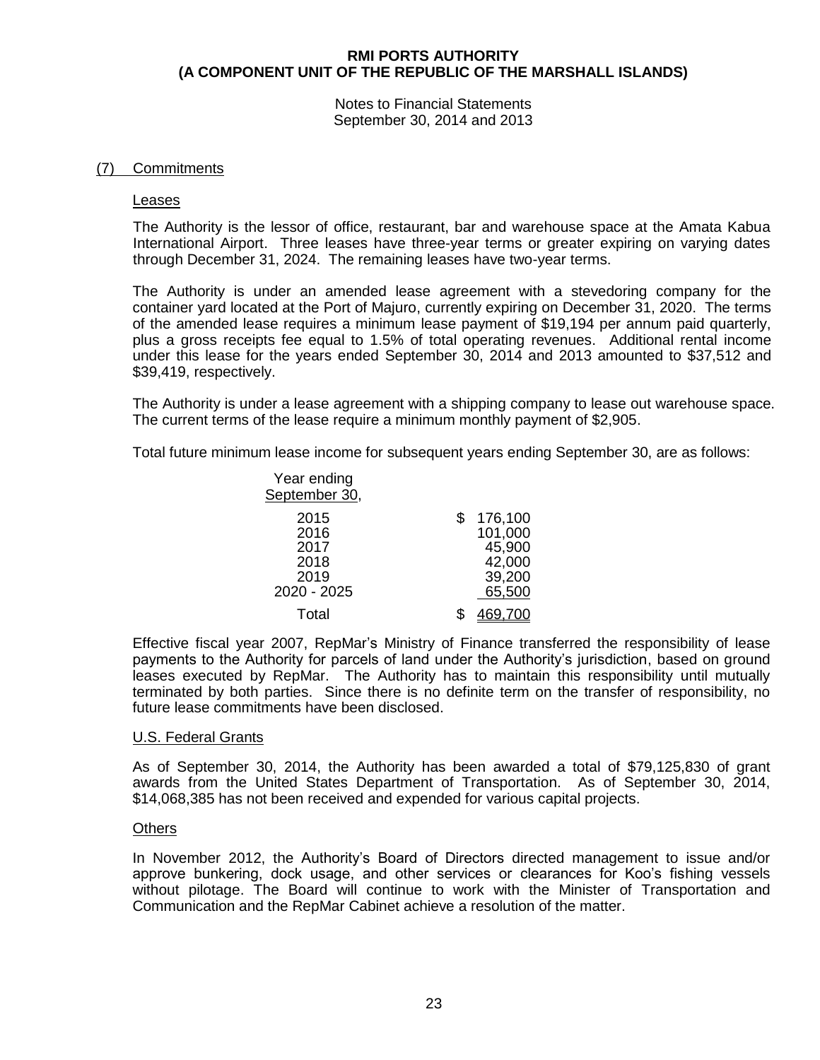# RMI PORTS AUTHORITY
# (A COMPONENT UNIT OF THE REPUBLIC OF THE MARSHALL ISLANDS)

Notes to Financial Statements
September 30, 2014 and 2013

## (7) Commitments

### Leases

The Authority is the lessor of office, restaurant, bar and warehouse space at the Amata Kabua International Airport. Three leases have three-year terms or greater expiring on varying dates through December 31, 2024. The remaining leases have two-year terms.

The Authority is under an amended lease agreement with a stevedoring company for the container yard located at the Port of Majuro, currently expiring on December 31, 2020. The terms of the amended lease requires a minimum lease payment of $19,194 per annum paid quarterly, plus a gross receipts fee equal to 1.5% of total operating revenues. Additional rental income under this lease for the years ended September 30, 2014 and 2013 amounted to $37,512 and $39,419, respectively.

The Authority is under a lease agreement with a shipping company to lease out warehouse space. The current terms of the lease require a minimum monthly payment of $2,905.

Total future minimum lease income for subsequent years ending September 30, are as follows:

| Year ending September 30, | |
|---|---|
| 2015 | $ 176,100 |
| 2016 | 101,000 |
| 2017 | 45,900 |
| 2018 | 42,000 |
| 2019 | 39,200 |
| 2020 - 2025 | 65,500 |
| Total | $ 469,700 |

Effective fiscal year 2007, RepMar's Ministry of Finance transferred the responsibility of lease payments to the Authority for parcels of land under the Authority's jurisdiction, based on ground leases executed by RepMar. The Authority has to maintain this responsibility until mutually terminated by both parties. Since there is no definite term on the transfer of responsibility, no future lease commitments have been disclosed.

### U.S. Federal Grants

As of September 30, 2014, the Authority has been awarded a total of $79,125,830 of grant awards from the United States Department of Transportation. As of September 30, 2014, $14,068,385 has not been received and expended for various capital projects.

### Others

In November 2012, the Authority's Board of Directors directed management to issue and/or approve bunkering, dock usage, and other services or clearances for Koo's fishing vessels without pilotage. The Board will continue to work with the Minister of Transportation and Communication and the RepMar Cabinet achieve a resolution of the matter.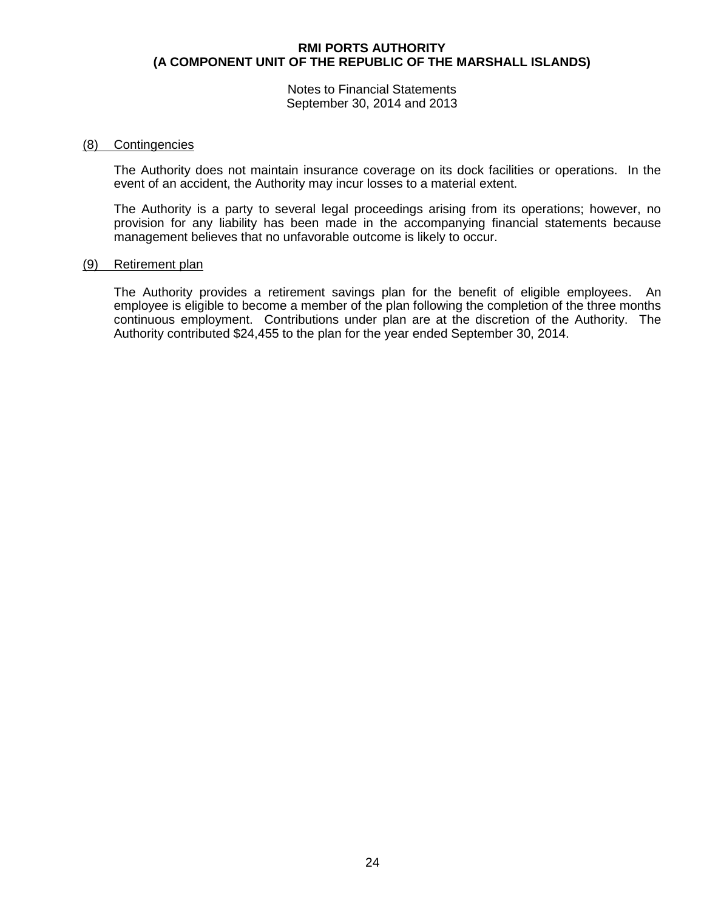## (8) Contingencies

The Authority does not maintain insurance coverage on its dock facilities or operations. In the event of an accident, the Authority may incur losses to a material extent.

The Authority is a party to several legal proceedings arising from its operations; however, no provision for any liability has been made in the accompanying financial statements because management believes that no unfavorable outcome is likely to occur.

## (9) Retirement plan

The Authority provides a retirement savings plan for the benefit of eligible employees. An employee is eligible to become a member of the plan following the completion of the three months continuous employment. Contributions under plan are at the discretion of the Authority. The Authority contributed $24,455 to the plan for the year ended September 30, 2014.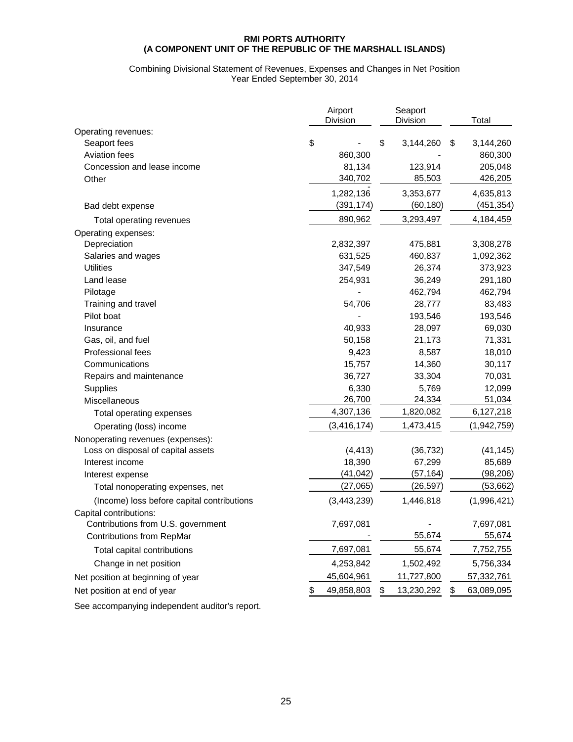**RMI PORTS AUTHORITY**
**(A COMPONENT UNIT OF THE REPUBLIC OF THE MARSHALL ISLANDS)**

Combining Divisional Statement of Revenues, Expenses and Changes in Net Position
Year Ended September 30, 2014

| | Airport Division | Seaport Division | Total |
|---|---|---|---|
| Operating revenues: | | | |
| Seaport fees | $ - | $ 3,144,260 | $ 3,144,260 |
| Aviation fees | 860,300 | - | 860,300 |
| Concession and lease income | 81,134 | 123,914 | 205,048 |
| Other | 340,702 | 85,503 | 426,205 |
| | 1,282,136 | 3,353,677 | 4,635,813 |
| Bad debt expense | (391,174) | (60,180) | (451,354) |
| Total operating revenues | 890,962 | 3,293,497 | 4,184,459 |
| Operating expenses: | | | |
| Depreciation | 2,832,397 | 475,881 | 3,308,278 |
| Salaries and wages | 631,525 | 460,837 | 1,092,362 |
| Utilities | 347,549 | 26,374 | 373,923 |
| Land lease | 254,931 | 36,249 | 291,180 |
| Pilotage | - | 462,794 | 462,794 |
| Training and travel | 54,706 | 28,777 | 83,483 |
| Pilot boat | - | 193,546 | 193,546 |
| Insurance | 40,933 | 28,097 | 69,030 |
| Gas, oil, and fuel | 50,158 | 21,173 | 71,331 |
| Professional fees | 9,423 | 8,587 | 18,010 |
| Communications | 15,757 | 14,360 | 30,117 |
| Repairs and maintenance | 36,727 | 33,304 | 70,031 |
| Supplies | 6,330 | 5,769 | 12,099 |
| Miscellaneous | 26,700 | 24,334 | 51,034 |
| Total operating expenses | 4,307,136 | 1,820,082 | 6,127,218 |
| Operating (loss) income | (3,416,174) | 1,473,415 | (1,942,759) |
| Nonoperating revenues (expenses): | | | |
| Loss on disposal of capital assets | (4,413) | (36,732) | (41,145) |
| Interest income | 18,390 | 67,299 | 85,689 |
| Interest expense | (41,042) | (57,164) | (98,206) |
| Total nonoperating expenses, net | (27,065) | (26,597) | (53,662) |
| (Income) loss before capital contributions | (3,443,239) | 1,446,818 | (1,996,421) |
| Capital contributions: | | | |
| Contributions from U.S. government | 7,697,081 | - | 7,697,081 |
| Contributions from RepMar | - | 55,674 | 55,674 |
| Total capital contributions | 7,697,081 | 55,674 | 7,752,755 |
| Change in net position | 4,253,842 | 1,502,492 | 5,756,334 |
| Net position at beginning of year | 45,604,961 | 11,727,800 | 57,332,761 |
| Net position at end of year | $ 49,858,803 | $ 13,230,292 | $ 63,089,095 |

See accompanying independent auditor's report.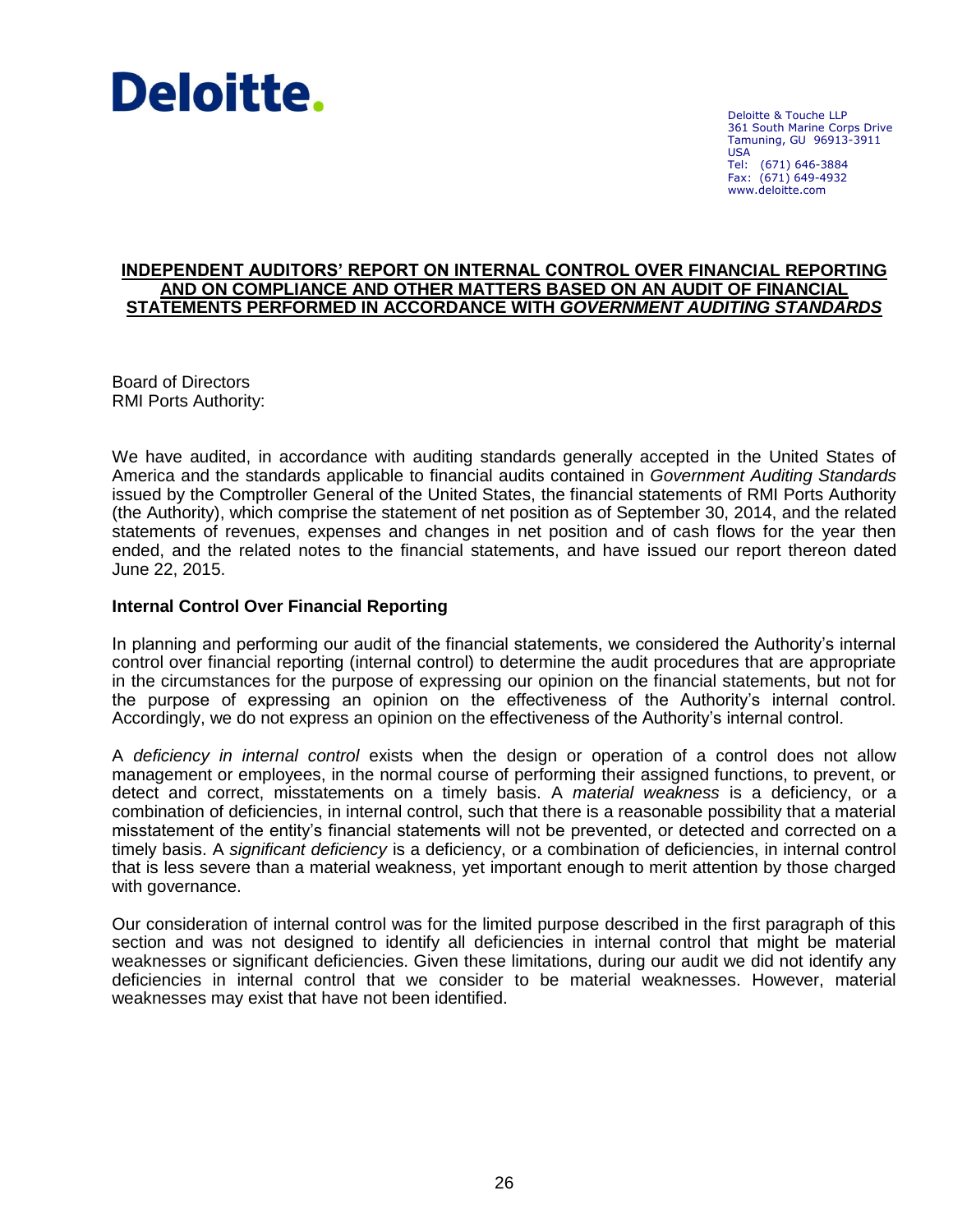Deloitte.

Deloitte & Touche LLP
361 South Marine Corps Drive
Tamuning, GU 96913-3911
USA
Tel: (671) 646-3884
Fax: (671) 649-4932
www.deloitte.com

## INDEPENDENT AUDITORS' REPORT ON INTERNAL CONTROL OVER FINANCIAL REPORTING AND ON COMPLIANCE AND OTHER MATTERS BASED ON AN AUDIT OF FINANCIAL STATEMENTS PERFORMED IN ACCORDANCE WITH *GOVERNMENT AUDITING STANDARDS*

Board of Directors
RMI Ports Authority:

We have audited, in accordance with auditing standards generally accepted in the United States of America and the standards applicable to financial audits contained in *Government Auditing Standards* issued by the Comptroller General of the United States, the financial statements of RMI Ports Authority (the Authority), which comprise the statement of net position as of September 30, 2014, and the related statements of revenues, expenses and changes in net position and of cash flows for the year then ended, and the related notes to the financial statements, and have issued our report thereon dated June 22, 2015.

**Internal Control Over Financial Reporting**

In planning and performing our audit of the financial statements, we considered the Authority's internal control over financial reporting (internal control) to determine the audit procedures that are appropriate in the circumstances for the purpose of expressing our opinion on the financial statements, but not for the purpose of expressing an opinion on the effectiveness of the Authority's internal control. Accordingly, we do not express an opinion on the effectiveness of the Authority's internal control.

A *deficiency in internal control* exists when the design or operation of a control does not allow management or employees, in the normal course of performing their assigned functions, to prevent, or detect and correct, misstatements on a timely basis. A *material weakness* is a deficiency, or a combination of deficiencies, in internal control, such that there is a reasonable possibility that a material misstatement of the entity's financial statements will not be prevented, or detected and corrected on a timely basis. A *significant deficiency* is a deficiency, or a combination of deficiencies, in internal control that is less severe than a material weakness, yet important enough to merit attention by those charged with governance.

Our consideration of internal control was for the limited purpose described in the first paragraph of this section and was not designed to identify all deficiencies in internal control that might be material weaknesses or significant deficiencies. Given these limitations, during our audit we did not identify any deficiencies in internal control that we consider to be material weaknesses. However, material weaknesses may exist that have not been identified.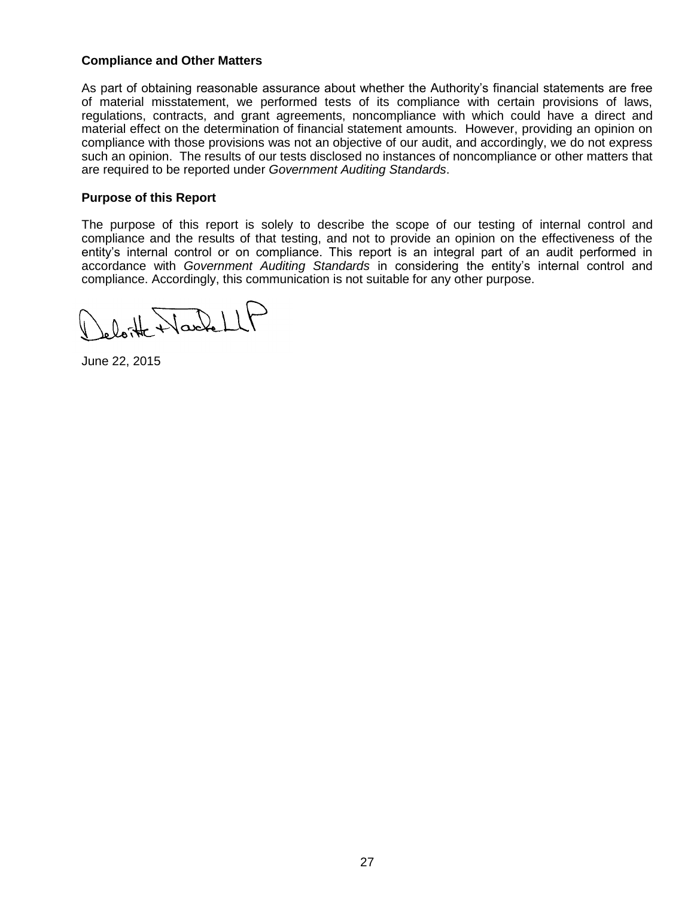**Compliance and Other Matters**

As part of obtaining reasonable assurance about whether the Authority's financial statements are free of material misstatement, we performed tests of its compliance with certain provisions of laws, regulations, contracts, and grant agreements, noncompliance with which could have a direct and material effect on the determination of financial statement amounts. However, providing an opinion on compliance with those provisions was not an objective of our audit, and accordingly, we do not express such an opinion. The results of our tests disclosed no instances of noncompliance or other matters that are required to be reported under *Government Auditing Standards*.

**Purpose of this Report**

The purpose of this report is solely to describe the scope of our testing of internal control and compliance and the results of that testing, and not to provide an opinion on the effectiveness of the entity's internal control or on compliance. This report is an integral part of an audit performed in accordance with *Government Auditing Standards* in considering the entity's internal control and compliance. Accordingly, this communication is not suitable for any other purpose.

Deloitte & Touche LLP

June 22, 2015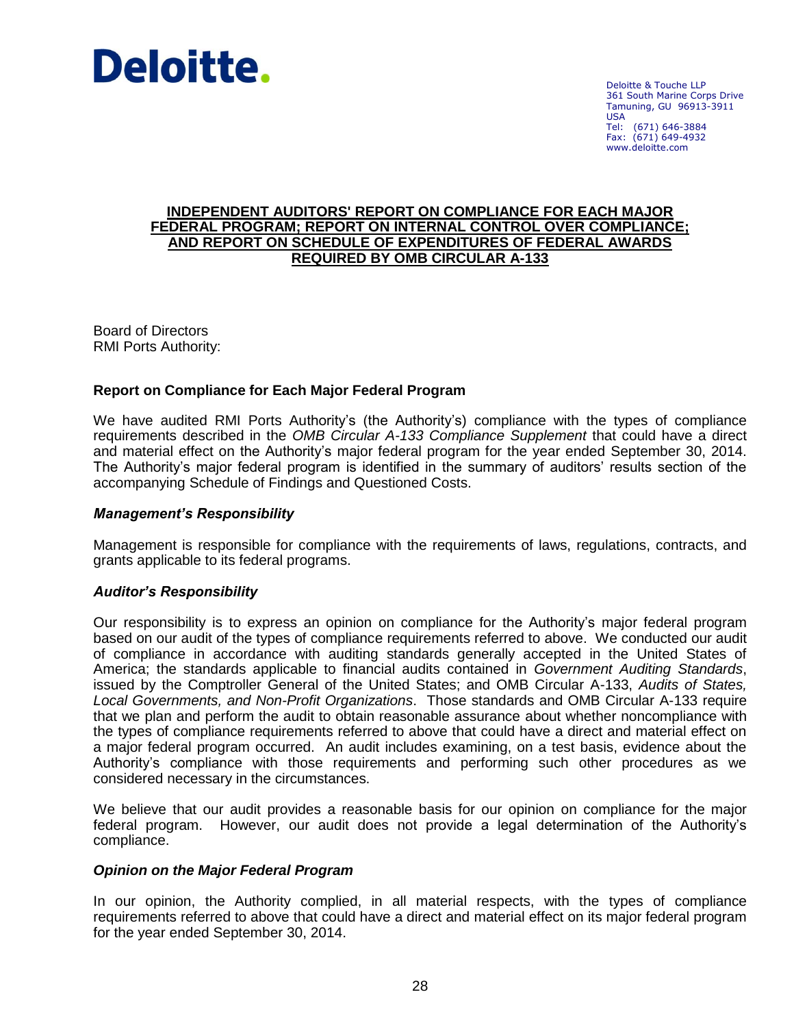Deloitte.

Deloitte & Touche LLP
361 South Marine Corps Drive
Tamuning, GU 96913-3911
USA
Tel: (671) 646-3884
Fax: (671) 649-4932
www.deloitte.com

# INDEPENDENT AUDITORS' REPORT ON COMPLIANCE FOR EACH MAJOR FEDERAL PROGRAM; REPORT ON INTERNAL CONTROL OVER COMPLIANCE; AND REPORT ON SCHEDULE OF EXPENDITURES OF FEDERAL AWARDS REQUIRED BY OMB CIRCULAR A-133

Board of Directors
RMI Ports Authority:

## Report on Compliance for Each Major Federal Program

We have audited RMI Ports Authority's (the Authority's) compliance with the types of compliance requirements described in the *OMB Circular A-133 Compliance Supplement* that could have a direct and material effect on the Authority's major federal program for the year ended September 30, 2014. The Authority's major federal program is identified in the summary of auditors' results section of the accompanying Schedule of Findings and Questioned Costs.

### *Management's Responsibility*

Management is responsible for compliance with the requirements of laws, regulations, contracts, and grants applicable to its federal programs.

### *Auditor's Responsibility*

Our responsibility is to express an opinion on compliance for the Authority's major federal program based on our audit of the types of compliance requirements referred to above. We conducted our audit of compliance in accordance with auditing standards generally accepted in the United States of America; the standards applicable to financial audits contained in *Government Auditing Standards*, issued by the Comptroller General of the United States; and OMB Circular A-133, *Audits of States, Local Governments, and Non-Profit Organizations*. Those standards and OMB Circular A-133 require that we plan and perform the audit to obtain reasonable assurance about whether noncompliance with the types of compliance requirements referred to above that could have a direct and material effect on a major federal program occurred. An audit includes examining, on a test basis, evidence about the Authority's compliance with those requirements and performing such other procedures as we considered necessary in the circumstances.

We believe that our audit provides a reasonable basis for our opinion on compliance for the major federal program. However, our audit does not provide a legal determination of the Authority's compliance.

### *Opinion on the Major Federal Program*

In our opinion, the Authority complied, in all material respects, with the types of compliance requirements referred to above that could have a direct and material effect on its major federal program for the year ended September 30, 2014.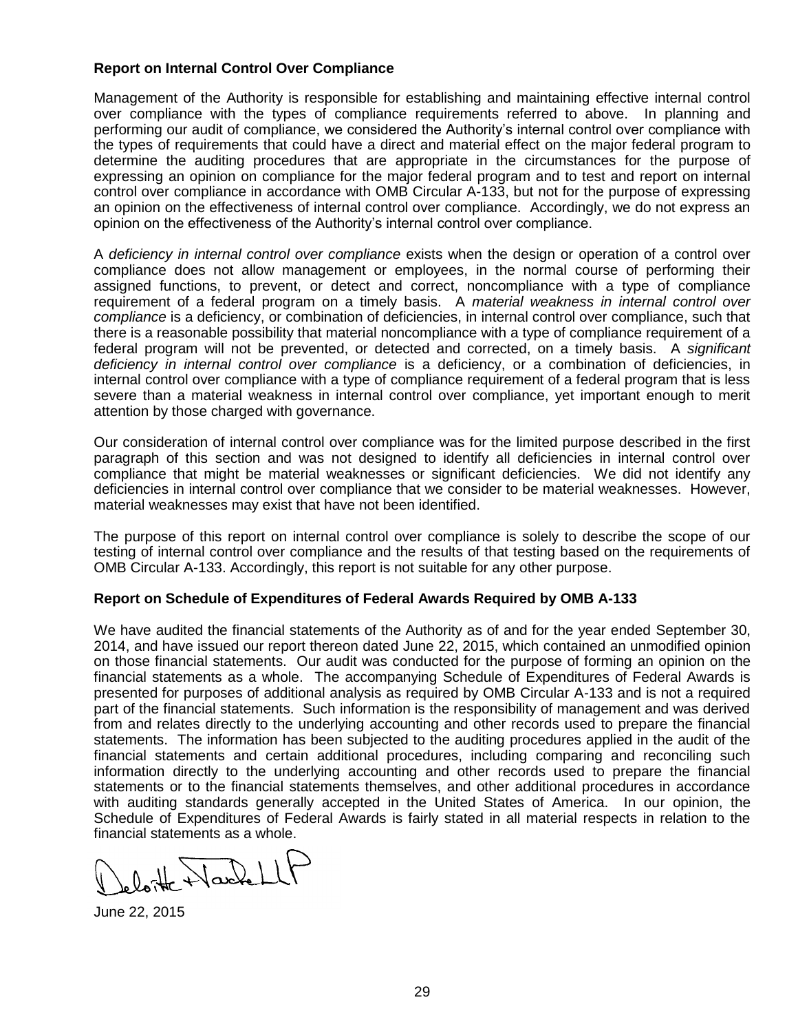### Report on Internal Control Over Compliance

Management of the Authority is responsible for establishing and maintaining effective internal control over compliance with the types of compliance requirements referred to above. In planning and performing our audit of compliance, we considered the Authority's internal control over compliance with the types of requirements that could have a direct and material effect on the major federal program to determine the auditing procedures that are appropriate in the circumstances for the purpose of expressing an opinion on compliance for the major federal program and to test and report on internal control over compliance in accordance with OMB Circular A-133, but not for the purpose of expressing an opinion on the effectiveness of internal control over compliance. Accordingly, we do not express an opinion on the effectiveness of the Authority's internal control over compliance.

A *deficiency in internal control over compliance* exists when the design or operation of a control over compliance does not allow management or employees, in the normal course of performing their assigned functions, to prevent, or detect and correct, noncompliance with a type of compliance requirement of a federal program on a timely basis. A *material weakness in internal control over compliance* is a deficiency, or combination of deficiencies, in internal control over compliance, such that there is a reasonable possibility that material noncompliance with a type of compliance requirement of a federal program will not be prevented, or detected and corrected, on a timely basis. A *significant deficiency in internal control over compliance* is a deficiency, or a combination of deficiencies, in internal control over compliance with a type of compliance requirement of a federal program that is less severe than a material weakness in internal control over compliance, yet important enough to merit attention by those charged with governance.

Our consideration of internal control over compliance was for the limited purpose described in the first paragraph of this section and was not designed to identify all deficiencies in internal control over compliance that might be material weaknesses or significant deficiencies. We did not identify any deficiencies in internal control over compliance that we consider to be material weaknesses. However, material weaknesses may exist that have not been identified.

The purpose of this report on internal control over compliance is solely to describe the scope of our testing of internal control over compliance and the results of that testing based on the requirements of OMB Circular A-133. Accordingly, this report is not suitable for any other purpose.

### Report on Schedule of Expenditures of Federal Awards Required by OMB A-133

We have audited the financial statements of the Authority as of and for the year ended September 30, 2014, and have issued our report thereon dated June 22, 2015, which contained an unmodified opinion on those financial statements. Our audit was conducted for the purpose of forming an opinion on the financial statements as a whole. The accompanying Schedule of Expenditures of Federal Awards is presented for purposes of additional analysis as required by OMB Circular A-133 and is not a required part of the financial statements. Such information is the responsibility of management and was derived from and relates directly to the underlying accounting and other records used to prepare the financial statements. The information has been subjected to the auditing procedures applied in the audit of the financial statements and certain additional procedures, including comparing and reconciling such information directly to the underlying accounting and other records used to prepare the financial statements or to the financial statements themselves, and other additional procedures in accordance with auditing standards generally accepted in the United States of America. In our opinion, the Schedule of Expenditures of Federal Awards is fairly stated in all material respects in relation to the financial statements as a whole.

Deloitte & Touche LLP

June 22, 2015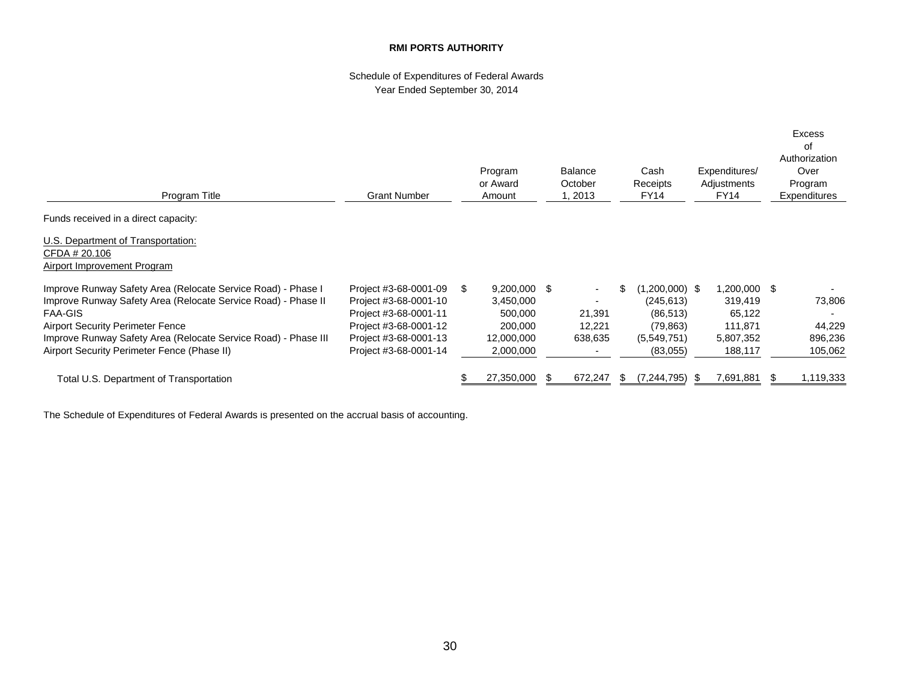**RMI PORTS AUTHORITY**

Schedule of Expenditures of Federal Awards
Year Ended September 30, 2014

| Program Title | Grant Number | Program or Award Amount | Balance October 1, 2013 | Cash Receipts FY14 | Expenditures/ Adjustments FY14 | Excess of Authorization Over Program Expenditures |
|---|---|---|---|---|---|---|
| Funds received in a direct capacity: | | | | | | |
| U.S. Department of Transportation: | | | | | | |
| CFDA # 20.106 | | | | | | |
| Airport Improvement Program | | | | | | |
| Improve Runway Safety Area (Relocate Service Road) - Phase I | Project #3-68-0001-09 | $ 9,200,000 | $ - | $ (1,200,000) | $ 1,200,000 | $ - |
| Improve Runway Safety Area (Relocate Service Road) - Phase II | Project #3-68-0001-10 | 3,450,000 | - | (245,613) | 319,419 | 73,806 |
| FAA-GIS | Project #3-68-0001-11 | 500,000 | 21,391 | (86,513) | 65,122 | - |
| Airport Security Perimeter Fence | Project #3-68-0001-12 | 200,000 | 12,221 | (79,863) | 111,871 | 44,229 |
| Improve Runway Safety Area (Relocate Service Road) - Phase III | Project #3-68-0001-13 | 12,000,000 | 638,635 | (5,549,751) | 5,807,352 | 896,236 |
| Airport Security Perimeter Fence (Phase II) | Project #3-68-0001-14 | 2,000,000 | - | (83,055) | 188,117 | 105,062 |
| Total U.S. Department of Transportation | | $ 27,350,000 | $ 672,247 | $ (7,244,795) | $ 7,691,881 | $ 1,119,333 |

The Schedule of Expenditures of Federal Awards is presented on the accrual basis of accounting.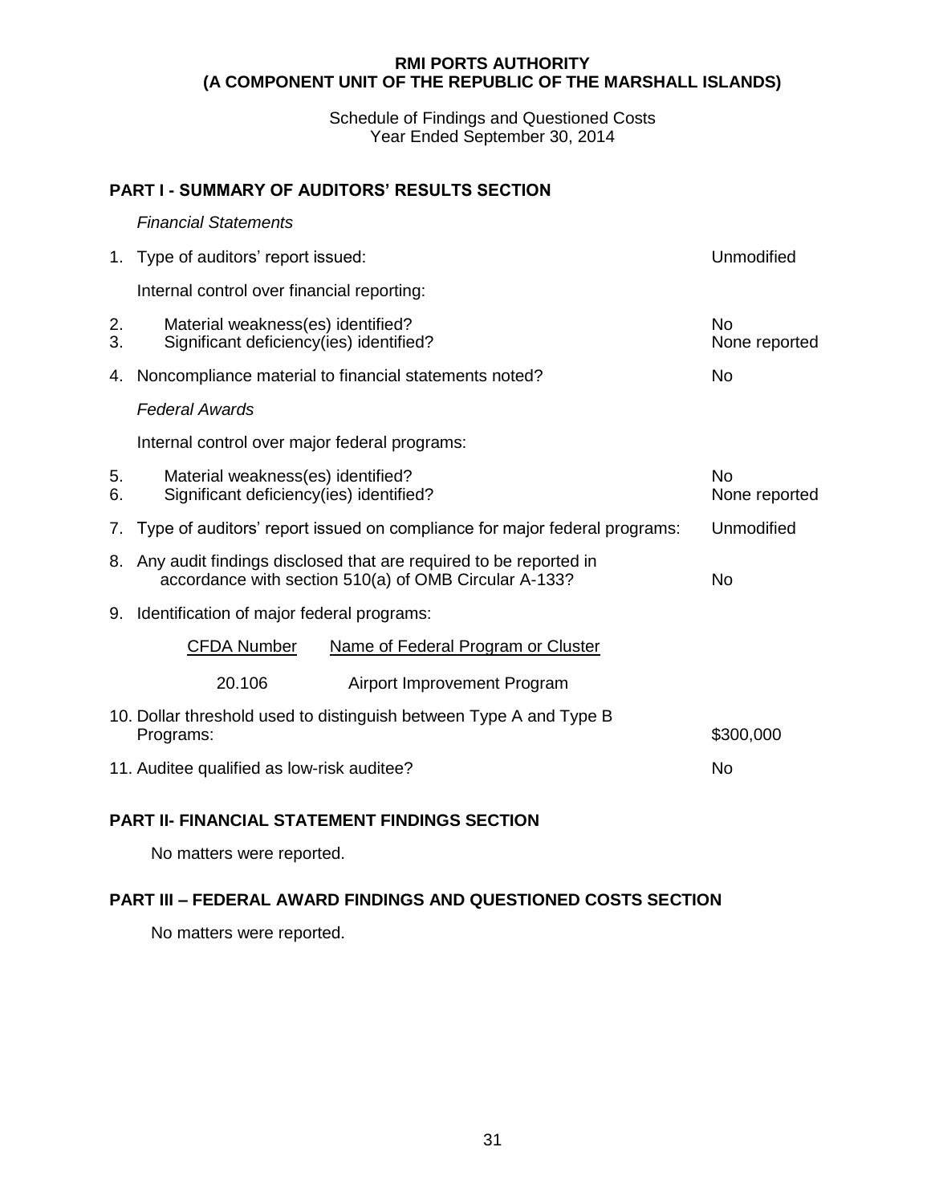**RMI PORTS AUTHORITY**
**(A COMPONENT UNIT OF THE REPUBLIC OF THE MARSHALL ISLANDS)**

Schedule of Findings and Questioned Costs
Year Ended September 30, 2014

## PART I - SUMMARY OF AUDITORS' RESULTS SECTION

*Financial Statements*

| | | |
|---|---|---|
| 1. | Type of auditors' report issued: | Unmodified |
| | Internal control over financial reporting: | |
| 2. | Material weakness(es) identified? | No |
| 3. | Significant deficiency(ies) identified? | None reported |
| 4. | Noncompliance material to financial statements noted? | No |

*Federal Awards*

| | | |
|---|---|---|
| | Internal control over major federal programs: | |
| 5. | Material weakness(es) identified? | No |
| 6. | Significant deficiency(ies) identified? | None reported |
| 7. | Type of auditors' report issued on compliance for major federal programs: | Unmodified |
| 8. | Any audit findings disclosed that are required to be reported in accordance with section 510(a) of OMB Circular A-133? | No |
| 9. | Identification of major federal programs: | |

| CFDA Number | Name of Federal Program or Cluster |
|---|---|
| 20.106 | Airport Improvement Program |

| | | |
|---|---|---|
| 10. | Dollar threshold used to distinguish between Type A and Type B Programs: | $300,000 |
| 11. | Auditee qualified as low-risk auditee? | No |

## PART II- FINANCIAL STATEMENT FINDINGS SECTION

No matters were reported.

## PART III – FEDERAL AWARD FINDINGS AND QUESTIONED COSTS SECTION

No matters were reported.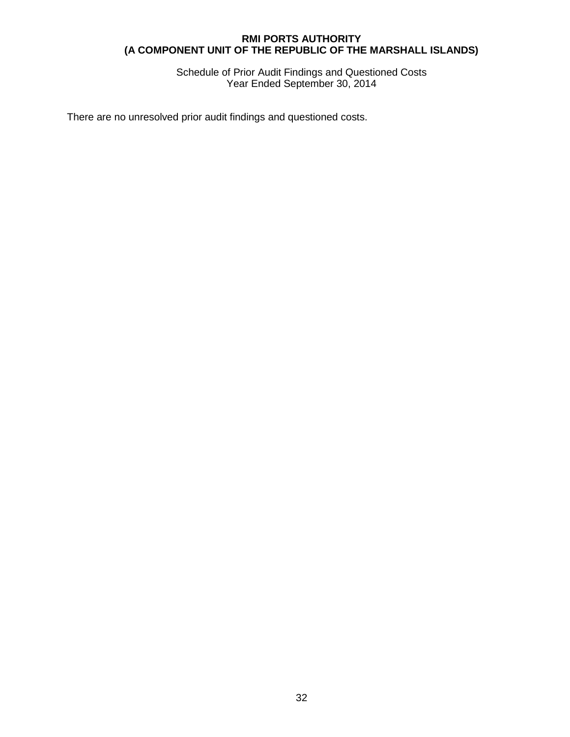**RMI PORTS AUTHORITY**
**(A COMPONENT UNIT OF THE REPUBLIC OF THE MARSHALL ISLANDS)**

Schedule of Prior Audit Findings and Questioned Costs
Year Ended September 30, 2014

There are no unresolved prior audit findings and questioned costs.